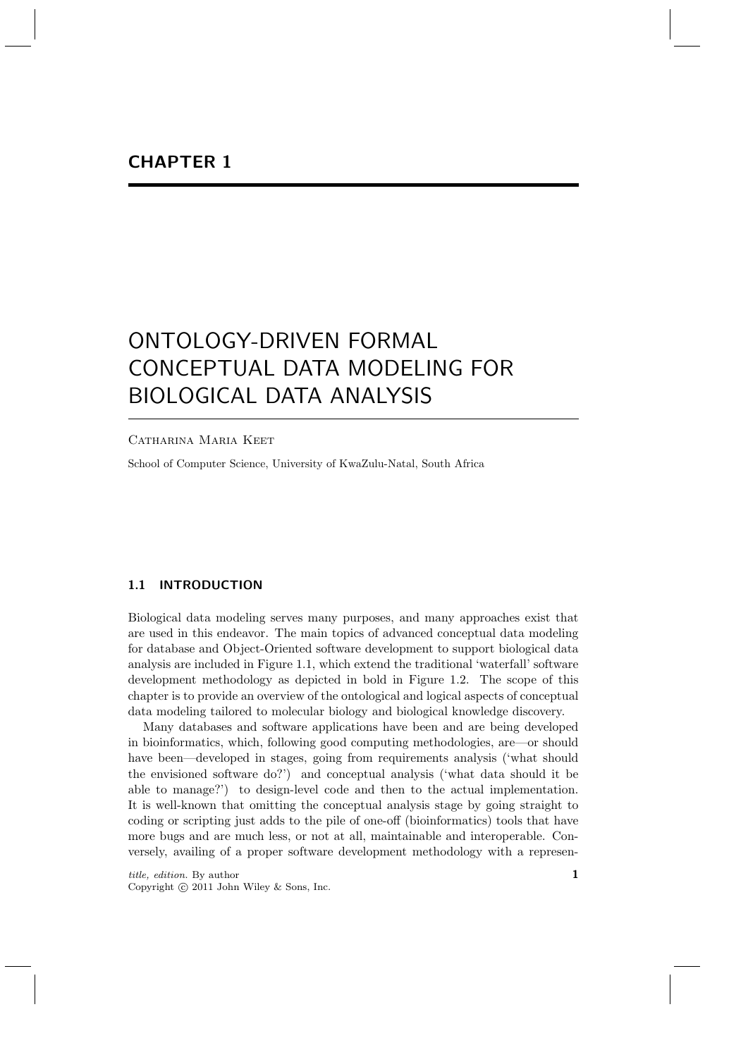# CHAPTER 1

# ONTOLOGY-DRIVEN FORMAL CONCEPTUAL DATA MODELING FOR BIOLOGICAL DATA ANALYSIS

Catharina Maria Keet

School of Computer Science, University of KwaZulu-Natal, South Africa

## 1.1 INTRODUCTION

Biological data modeling serves many purposes, and many approaches exist that are used in this endeavor. The main topics of advanced conceptual data modeling for database and Object-Oriented software development to support biological data analysis are included in Figure 1.1, which extend the traditional 'waterfall' software development methodology as depicted in bold in Figure 1.2. The scope of this chapter is to provide an overview of the ontological and logical aspects of conceptual data modeling tailored to molecular biology and biological knowledge discovery.

Many databases and software applications have been and are being developed in bioinformatics, which, following good computing methodologies, are—or should have been—developed in stages, going from requirements analysis ('what should the envisioned software do?') and conceptual analysis ('what data should it be able to manage?') to design-level code and then to the actual implementation. It is well-known that omitting the conceptual analysis stage by going straight to coding or scripting just adds to the pile of one-off (bioinformatics) tools that have more bugs and are much less, or not at all, maintainable and interoperable. Conversely, availing of a proper software development methodology with a represen-

*title, edition.* By author
Copyright © 2011 John Wiley & Sons, Inc.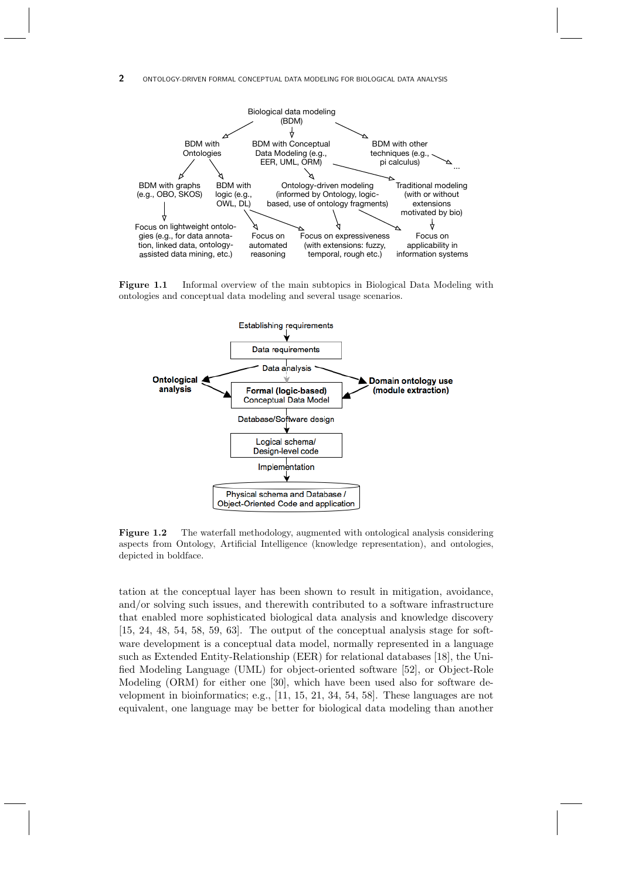Biological data modeling (BDM)

BDM with Ontologies

BDM with Conceptual Data Modeling (e.g., EER, UML, ORM)

BDM with other techniques (e.g., pi calculus)

...

BDM with graphs (e.g., OBO, SKOS)

BDM with logic (e.g., OWL, DL)

Ontology-driven modeling (informed by Ontology, logic-based, use of ontology fragments)

Traditional modeling (with or without extensions motivated by bio)

Focus on lightweight ontologies (e.g., for data annotation, linked data, ontology-assisted data mining, etc.)

Focus on automated reasoning

Focus on expressiveness (with extensions: fuzzy, temporal, rough etc.)

Focus on applicability in information systems

**Figure 1.1** Informal overview of the main subtopics in Biological Data Modeling with ontologies and conceptual data modeling and several usage scenarios.

Establishing requirements

Data requirements

Data analysis

**Ontological analysis**

**Domain ontology use (module extraction)**

**Formal (logic-based)** Conceptual Data Model

Database/Software design

Logical schema/ Design-level code

Implementation

Physical schema and Database / Object-Oriented Code and application

**Figure 1.2** The waterfall methodology, augmented with ontological analysis considering aspects from Ontology, Artificial Intelligence (knowledge representation), and ontologies, depicted in boldface.

tation at the conceptual layer has been shown to result in mitigation, avoidance, and/or solving such issues, and therewith contributed to a software infrastructure that enabled more sophisticated biological data analysis and knowledge discovery [15, 24, 48, 54, 58, 59, 63]. The output of the conceptual analysis stage for software development is a conceptual data model, normally represented in a language such as Extended Entity-Relationship (EER) for relational databases [18], the Unified Modeling Language (UML) for object-oriented software [52], or Object-Role Modeling (ORM) for either one [30], which have been used also for software development in bioinformatics; e.g., [11, 15, 21, 34, 54, 58]. These languages are not equivalent, one language may be better for biological data modeling than another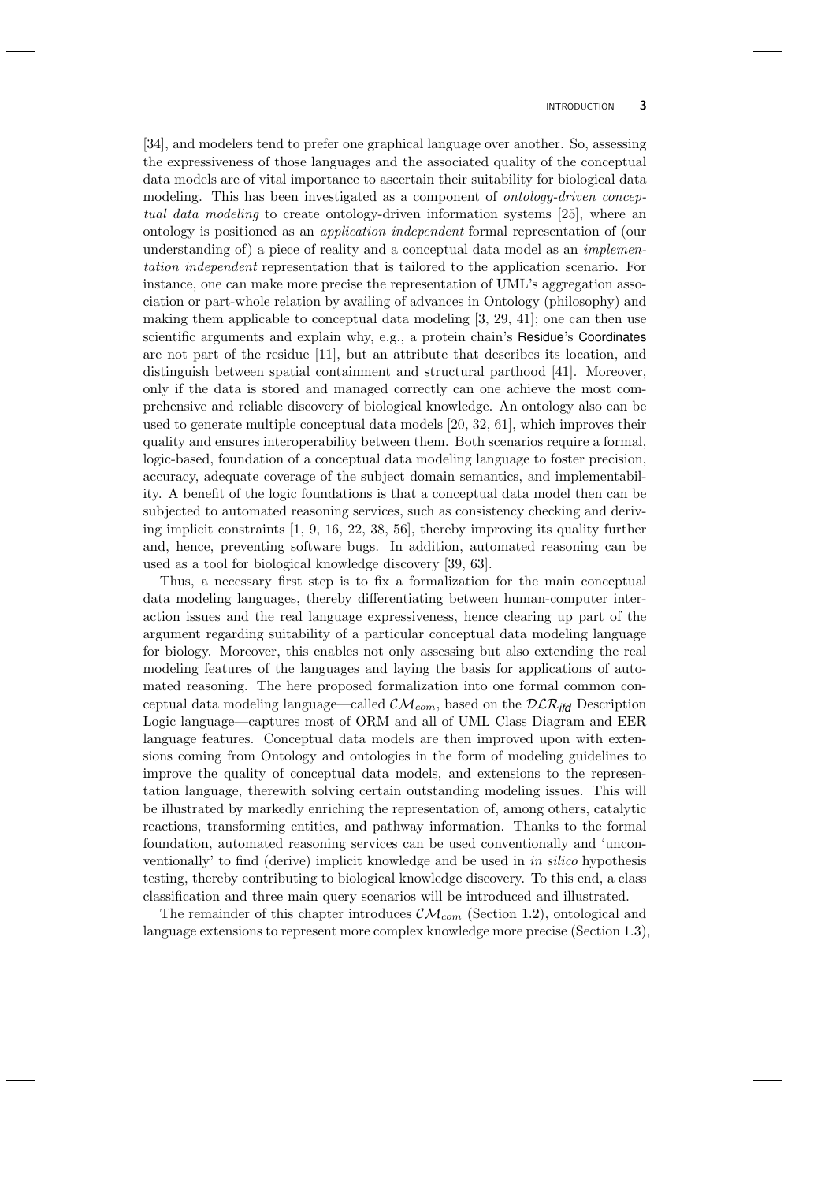[34], and modelers tend to prefer one graphical language over another. So, assessing the expressiveness of those languages and the associated quality of the conceptual data models are of vital importance to ascertain their suitability for biological data modeling. This has been investigated as a component of *ontology-driven conceptual data modeling* to create ontology-driven information systems [25], where an ontology is positioned as an *application independent* formal representation of (our understanding of) a piece of reality and a conceptual data model as an *implementation independent* representation that is tailored to the application scenario. For instance, one can make more precise the representation of UML's aggregation association or part-whole relation by availing of advances in Ontology (philosophy) and making them applicable to conceptual data modeling [3, 29, 41]; one can then use scientific arguments and explain why, e.g., a protein chain's Residue's Coordinates are not part of the residue [11], but an attribute that describes its location, and distinguish between spatial containment and structural parthood [41]. Moreover, only if the data is stored and managed correctly can one achieve the most comprehensive and reliable discovery of biological knowledge. An ontology also can be used to generate multiple conceptual data models [20, 32, 61], which improves their quality and ensures interoperability between them. Both scenarios require a formal, logic-based, foundation of a conceptual data modeling language to foster precision, accuracy, adequate coverage of the subject domain semantics, and implementability. A benefit of the logic foundations is that a conceptual data model then can be subjected to automated reasoning services, such as consistency checking and deriving implicit constraints [1, 9, 16, 22, 38, 56], thereby improving its quality further and, hence, preventing software bugs. In addition, automated reasoning can be used as a tool for biological knowledge discovery [39, 63].

Thus, a necessary first step is to fix a formalization for the main conceptual data modeling languages, thereby differentiating between human-computer interaction issues and the real language expressiveness, hence clearing up part of the argument regarding suitability of a particular conceptual data modeling language for biology. Moreover, this enables not only assessing but also extending the real modeling features of the languages and laying the basis for applications of automated reasoning. The here proposed formalization into one formal common conceptual data modeling language—called $\mathcal{CM}_{com}$, based on the $\mathcal{DLR}_{ifd}$ Description Logic language—captures most of ORM and all of UML Class Diagram and EER language features. Conceptual data models are then improved upon with extensions coming from Ontology and ontologies in the form of modeling guidelines to improve the quality of conceptual data models, and extensions to the representation language, therewith solving certain outstanding modeling issues. This will be illustrated by markedly enriching the representation of, among others, catalytic reactions, transforming entities, and pathway information. Thanks to the formal foundation, automated reasoning services can be used conventionally and 'unconventionally' to find (derive) implicit knowledge and be used in *in silico* hypothesis testing, thereby contributing to biological knowledge discovery. To this end, a class classification and three main query scenarios will be introduced and illustrated.

The remainder of this chapter introduces $\mathcal{CM}_{com}$ (Section 1.2), ontological and language extensions to represent more complex knowledge more precise (Section 1.3),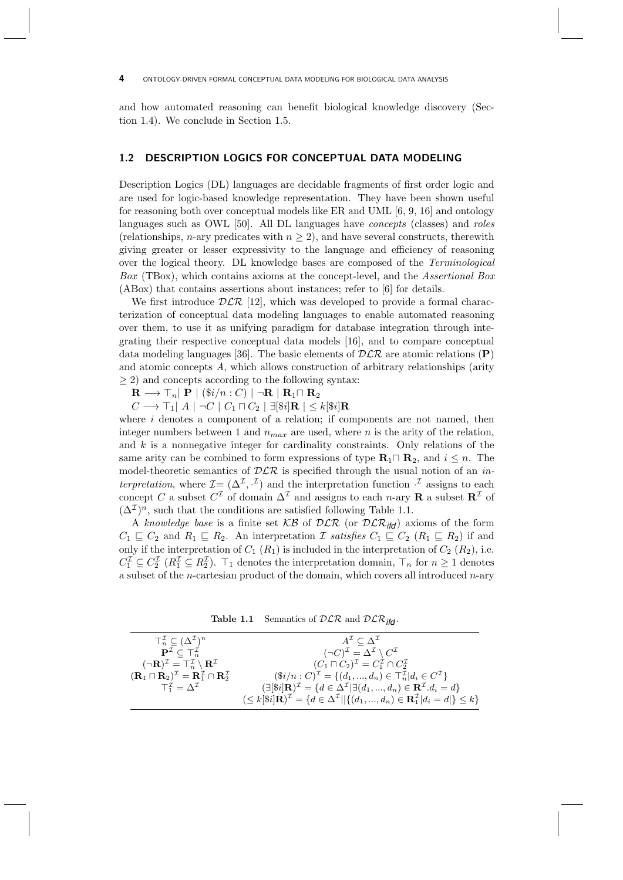and how automated reasoning can benefit biological knowledge discovery (Section 1.4). We conclude in Section 1.5.

## 1.2 DESCRIPTION LOGICS FOR CONCEPTUAL DATA MODELING

Description Logics (DL) languages are decidable fragments of first order logic and are used for logic-based knowledge representation. They have been shown useful for reasoning both over conceptual models like ER and UML [6, 9, 16] and ontology languages such as OWL [50]. All DL languages have *concepts* (classes) and *roles* (relationships, $n$-ary predicates with $n \geq 2$), and have several constructs, therewith giving greater or lesser expressivity to the language and efficiency of reasoning over the logical theory. DL knowledge bases are composed of the *Terminological Box* (TBox), which contains axioms at the concept-level, and the *Assertional Box* (ABox) that contains assertions about instances; refer to [6] for details.

We first introduce $\mathcal{DLR}$ [12], which was developed to provide a formal characterization of conceptual data modeling languages to enable automated reasoning over them, to use it as unifying paradigm for database integration through integrating their respective conceptual data models [16], and to compare conceptual data modeling languages [36]. The basic elements of $\mathcal{DLR}$ are atomic relations ($\mathbf{P}$) and atomic concepts $A$, which allows construction of arbitrary relationships (arity $\geq 2$) and concepts according to the following syntax:

$\mathbf{R} \longrightarrow \top_n \mid \mathbf{P} \mid (\$i/n : C) \mid \neg\mathbf{R} \mid \mathbf{R}_1 \sqcap \mathbf{R}_2$

$C \longrightarrow \top_1 \mid A \mid \neg C \mid C_1 \sqcap C_2 \mid \exists[\$i]\mathbf{R} \mid \leq k[\$i]\mathbf{R}$

where $i$ denotes a component of a relation; if components are not named, then integer numbers between 1 and $n_{max}$ are used, where $n$ is the arity of the relation, and $k$ is a nonnegative integer for cardinality constraints. Only relations of the same arity can be combined to form expressions of type $\mathbf{R}_1 \sqcap \mathbf{R}_2$, and $i \leq n$. The model-theoretic semantics of $\mathcal{DLR}$ is specified through the usual notion of an *interpretation*, where $\mathcal{I} = (\Delta^{\mathcal{I}}, \cdot^{\mathcal{I}})$ and the interpretation function $\cdot^{\mathcal{I}}$ assigns to each concept $C$ a subset $C^{\mathcal{I}}$ of domain $\Delta^{\mathcal{I}}$ and assigns to each $n$-ary $\mathbf{R}$ a subset $\mathbf{R}^{\mathcal{I}}$ of $(\Delta^{\mathcal{I}})^n$, such that the conditions are satisfied following Table 1.1.

A *knowledge base* is a finite set $\mathcal{KB}$ of $\mathcal{DLR}$ (or $\mathcal{DLR}_{ifd}$) axioms of the form $C_1 \sqsubseteq C_2$ and $R_1 \sqsubseteq R_2$. An interpretation $\mathcal{I}$ *satisfies* $C_1 \sqsubseteq C_2$ ($R_1 \sqsubseteq R_2$) if and only if the interpretation of $C_1$ ($R_1$) is included in the interpretation of $C_2$ ($R_2$), i.e. $C_1^{\mathcal{I}} \subseteq C_2^{\mathcal{I}}$ ($R_1^{\mathcal{I}} \subseteq R_2^{\mathcal{I}}$). $\top_1$ denotes the interpretation domain, $\top_n$ for $n \geq 1$ denotes a subset of the $n$-cartesian product of the domain, which covers all introduced $n$-ary

**Table 1.1** Semantics of $\mathcal{DLR}$ and $\mathcal{DLR}_{ifd}$.

| | |
|---|---|
| $\top_n^{\mathcal{I}} \subseteq (\Delta^{\mathcal{I}})^n$ | $A^{\mathcal{I}} \subseteq \Delta^{\mathcal{I}}$ |
| $\mathbf{P}^{\mathcal{I}} \subseteq \top_n^{\mathcal{I}}$ | $(\neg C)^{\mathcal{I}} = \Delta^{\mathcal{I}} \setminus C^{\mathcal{I}}$ |
| $(\neg\mathbf{R})^{\mathcal{I}} = \top_n^{\mathcal{I}} \setminus \mathbf{R}^{\mathcal{I}}$ | $(C_1 \sqcap C_2)^{\mathcal{I}} = C_1^{\mathcal{I}} \cap C_2^{\mathcal{I}}$ |
| $(\mathbf{R}_1 \sqcap \mathbf{R}_2)^{\mathcal{I}} = \mathbf{R}_1^{\mathcal{I}} \cap \mathbf{R}_2^{\mathcal{I}}$ | $(\$i/n : C)^{\mathcal{I}} = \{(d_1, ..., d_n) \in \top_n^{\mathcal{I}} \mid d_i \in C^{\mathcal{I}}\}$ |
| $\top_1^{\mathcal{I}} = \Delta^{\mathcal{I}}$ | $(\exists[\$i]\mathbf{R})^{\mathcal{I}} = \{d \in \Delta^{\mathcal{I}} \mid \exists(d_1, ..., d_n) \in \mathbf{R}^{\mathcal{I}}.d_i = d\}$ |
| | $(\leq k[\$i]\mathbf{R})^{\mathcal{I}} = \{d \in \Delta^{\mathcal{I}} \| \{(d_1, ..., d_n) \in \mathbf{R}_1^{\mathcal{I}} \mid d_i = d\mid\} \leq k\}$ |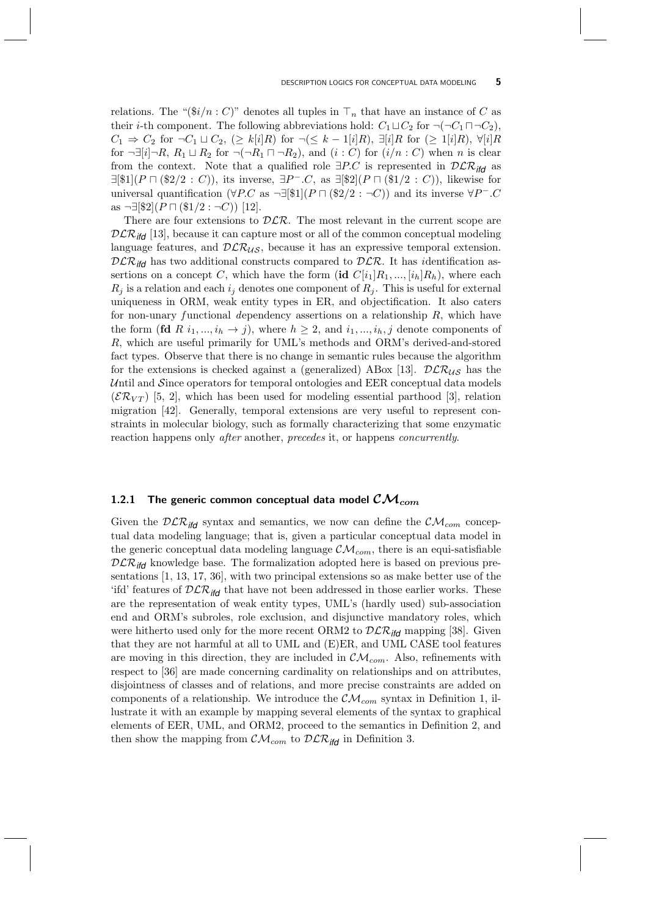relations. The "($\$i/n : C$)" denotes all tuples in $\top_n$ that have an instance of $C$ as their $i$-th component. The following abbreviations hold: $C_1 \sqcup C_2$ for $\neg(\neg C_1 \sqcap \neg C_2)$, $C_1 \Rightarrow C_2$ for $\neg C_1 \sqcup C_2$, $(\geq k[i]R)$ for $\neg(\leq k-1[i]R)$, $\exists[i]R$ for $(\geq 1[i]R)$, $\forall[i]R$ for $\neg\exists[i]\neg R$, $R_1 \sqcup R_2$ for $\neg(\neg R_1 \sqcap \neg R_2)$, and $(i : C)$ for $(i/n : C)$ when $n$ is clear from the context. Note that a qualified role $\exists P.C$ is represented in $\mathcal{DLR}_{\mathit{ifd}}$ as $\exists[\$1](P \sqcap (\$2/2 : C))$, its inverse, $\exists P^{-}.C$, as $\exists[\$2](P \sqcap (\$1/2 : C))$, likewise for universal quantification ($\forall P.C$ as $\neg\exists[\$1](P \sqcap (\$2/2 : \neg C))$ and its inverse $\forall P^{-}.C$ as $\neg\exists[\$2](P \sqcap (\$1/2 : \neg C))$ [12].

There are four extensions to $\mathcal{DLR}$. The most relevant in the current scope are $\mathcal{DLR}_{\mathit{ifd}}$ [13], because it can capture most or all of the common conceptual modeling language features, and $\mathcal{DLR}_{\mathcal{US}}$, because it has an expressive temporal extension. $\mathcal{DLR}_{\mathit{ifd}}$ has two additional constructs compared to $\mathcal{DLR}$. It has *i*dentification assertions on a concept $C$, which have the form (**id** $C[i_1]R_1, ..., [i_h]R_h$), where each $R_j$ is a relation and each $i_j$ denotes one component of $R_j$. This is useful for external uniqueness in ORM, weak entity types in ER, and objectification. It also caters for non-unary *f*unctional *d*ependency assertions on a relationship $R$, which have the form (**fd** $R\ i_1, ..., i_h \rightarrow j$), where $h \geq 2$, and $i_1, ..., i_h, j$ denote components of $R$, which are useful primarily for UML's methods and ORM's derived-and-stored fact types. Observe that there is no change in semantic rules because the algorithm for the extensions is checked against a (generalized) ABox [13]. $\mathcal{DLR}_{\mathcal{US}}$ has the $\mathcal{U}$ntil and $\mathcal{S}$ince operators for temporal ontologies and EER conceptual data models ($\mathcal{ER}_{VT}$) [5, 2], which has been used for modeling essential parthood [3], relation migration [42]. Generally, temporal extensions are very useful to represent constraints in molecular biology, such as formally characterizing that some enzymatic reaction happens only *after* another, *precedes* it, or happens *concurrently*.

### 1.2.1 The generic common conceptual data model $\mathcal{CM}_{com}$

Given the $\mathcal{DLR}_{\mathit{ifd}}$ syntax and semantics, we now can define the $\mathcal{CM}_{com}$ conceptual data modeling language; that is, given a particular conceptual data model in the generic conceptual data modeling language $\mathcal{CM}_{com}$, there is an equi-satisfiable $\mathcal{DLR}_{\mathit{ifd}}$ knowledge base. The formalization adopted here is based on previous presentations [1, 13, 17, 36], with two principal extensions so as make better use of the 'ifd' features of $\mathcal{DLR}_{\mathit{ifd}}$ that have not been addressed in those earlier works. These are the representation of weak entity types, UML's (hardly used) sub-association end and ORM's subroles, role exclusion, and disjunctive mandatory roles, which were hitherto used only for the more recent ORM2 to $\mathcal{DLR}_{\mathit{ifd}}$ mapping [38]. Given that they are not harmful at all to UML and (E)ER, and UML CASE tool features are moving in this direction, they are included in $\mathcal{CM}_{com}$. Also, refinements with respect to [36] are made concerning cardinality on relationships and on attributes, disjointness of classes and of relations, and more precise constraints are added on components of a relationship. We introduce the $\mathcal{CM}_{com}$ syntax in Definition 1, illustrate it with an example by mapping several elements of the syntax to graphical elements of EER, UML, and ORM2, proceed to the semantics in Definition 2, and then show the mapping from $\mathcal{CM}_{com}$ to $\mathcal{DLR}_{\mathit{ifd}}$ in Definition 3.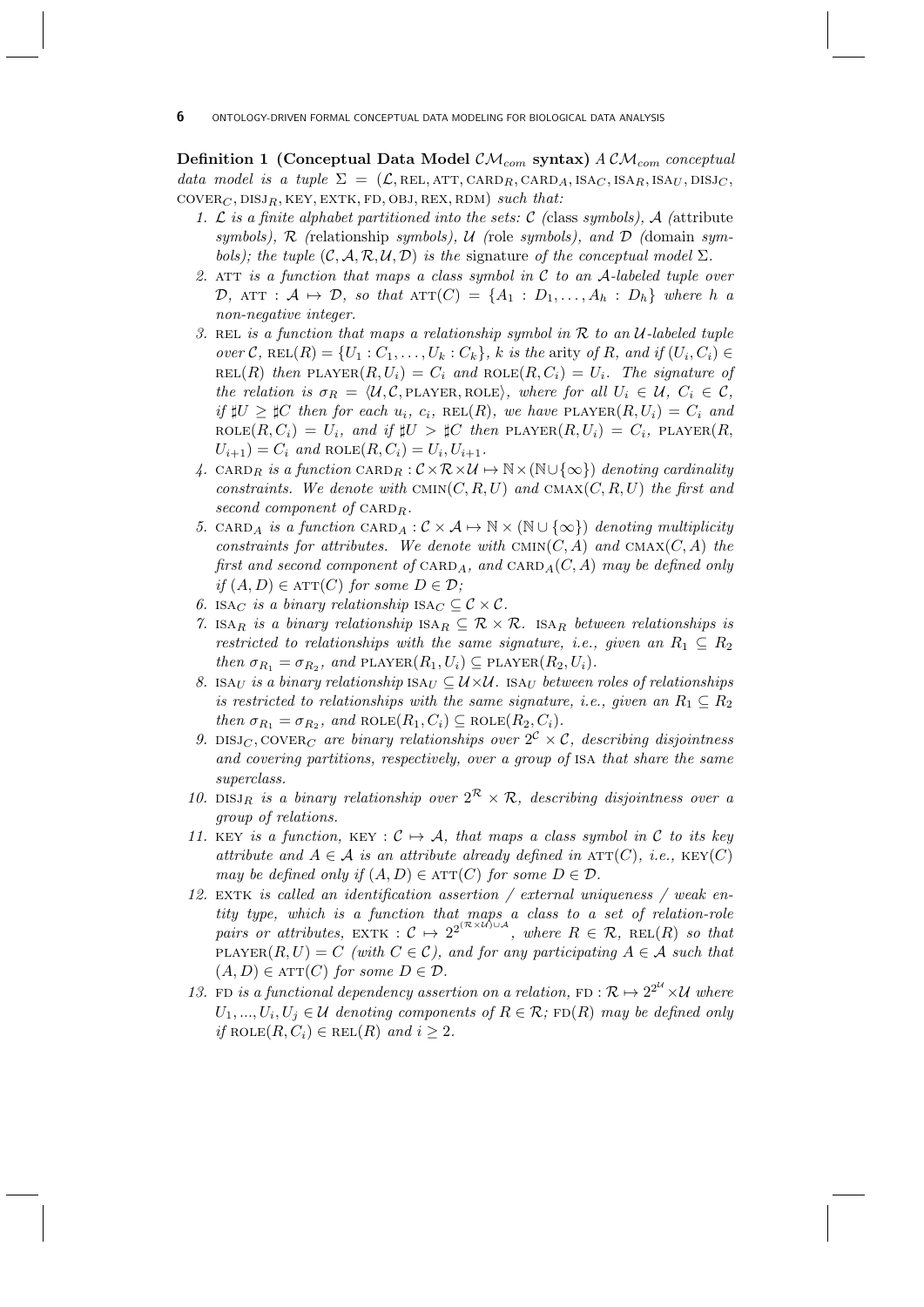**Definition 1 (Conceptual Data Model $\mathcal{CM}_{com}$ syntax)** *A $\mathcal{CM}_{com}$ conceptual data model is a tuple $\Sigma = (\mathcal{L}, \text{REL}, \text{ATT}, \text{CARD}_R, \text{CARD}_A, \text{ISA}_C, \text{ISA}_R, \text{ISA}_U, \text{DISJ}_C, \text{COVER}_C, \text{DISJ}_R, \text{KEY}, \text{EXTK}, \text{FD}, \text{OBJ}, \text{REX}, \text{RDM})$ such that:*

1. *$\mathcal{L}$ is a finite alphabet partitioned into the sets: $\mathcal{C}$ (*class *symbols), $\mathcal{A}$ (*attribute *symbols), $\mathcal{R}$ (*relationship *symbols), $\mathcal{U}$ (*role *symbols), and $\mathcal{D}$ (*domain *symbols); the tuple $(\mathcal{C}, \mathcal{A}, \mathcal{R}, \mathcal{U}, \mathcal{D})$ is the* signature *of the conceptual model $\Sigma$.*
2. *ATT is a function that maps a class symbol in $\mathcal{C}$ to an $\mathcal{A}$-labeled tuple over $\mathcal{D}$, $\text{ATT} : \mathcal{A} \mapsto \mathcal{D}$, so that $\text{ATT}(C) = \{A_1 : D_1, \ldots, A_h : D_h\}$ where $h$ a non-negative integer.*
3. *REL is a function that maps a relationship symbol in $\mathcal{R}$ to an $\mathcal{U}$-labeled tuple over $\mathcal{C}$, $\text{REL}(R) = \{U_1 : C_1, \ldots, U_k : C_k\}$, $k$ is the* arity *of $R$, and if $(U_i, C_i) \in \text{REL}(R)$ then $\text{PLAYER}(R, U_i) = C_i$ and $\text{ROLE}(R, C_i) = U_i$. The signature of the relation is $\sigma_R = \langle \mathcal{U}, \mathcal{C}, \text{PLAYER}, \text{ROLE} \rangle$, where for all $U_i \in \mathcal{U}$, $C_i \in \mathcal{C}$, if $\sharp U \geq \sharp C$ then for each $u_i$, $c_i$, $\text{REL}(R)$, we have $\text{PLAYER}(R, U_i) = C_i$ and $\text{ROLE}(R, C_i) = U_i$, and if $\sharp U > \sharp C$ then $\text{PLAYER}(R, U_i) = C_i$, $\text{PLAYER}(R, U_{i+1}) = C_i$ and $\text{ROLE}(R, C_i) = U_i, U_{i+1}$.*
4. *$\text{CARD}_R$ is a function $\text{CARD}_R : \mathcal{C} \times \mathcal{R} \times \mathcal{U} \mapsto \mathbb{N} \times (\mathbb{N} \cup \{\infty\})$ denoting cardinality constraints. We denote with $\text{CMIN}(C, R, U)$ and $\text{CMAX}(C, R, U)$ the first and second component of $\text{CARD}_R$.*
5. *$\text{CARD}_A$ is a function $\text{CARD}_A : \mathcal{C} \times \mathcal{A} \mapsto \mathbb{N} \times (\mathbb{N} \cup \{\infty\})$ denoting multiplicity constraints for attributes. We denote with $\text{CMIN}(C, A)$ and $\text{CMAX}(C, A)$ the first and second component of $\text{CARD}_A$, and $\text{CARD}_A(C, A)$ may be defined only if $(A, D) \in \text{ATT}(C)$ for some $D \in \mathcal{D}$;*
6. *$\text{ISA}_C$ is a binary relationship $\text{ISA}_C \subseteq \mathcal{C} \times \mathcal{C}$.*
7. *$\text{ISA}_R$ is a binary relationship $\text{ISA}_R \subseteq \mathcal{R} \times \mathcal{R}$. $\text{ISA}_R$ between relationships is restricted to relationships with the same signature, i.e., given an $R_1 \subseteq R_2$ then $\sigma_{R_1} = \sigma_{R_2}$, and $\text{PLAYER}(R_1, U_i) \subseteq \text{PLAYER}(R_2, U_i)$.*
8. *$\text{ISA}_U$ is a binary relationship $\text{ISA}_U \subseteq \mathcal{U} \times \mathcal{U}$. $\text{ISA}_U$ between roles of relationships is restricted to relationships with the same signature, i.e., given an $R_1 \subseteq R_2$ then $\sigma_{R_1} = \sigma_{R_2}$, and $\text{ROLE}(R_1, C_i) \subseteq \text{ROLE}(R_2, C_i)$.*
9. *$\text{DISJ}_C, \text{COVER}_C$ are binary relationships over $2^{\mathcal{C}} \times \mathcal{C}$, describing disjointness and covering partitions, respectively, over a group of ISA that share the same superclass.*
10. *$\text{DISJ}_R$ is a binary relationship over $2^{\mathcal{R}} \times \mathcal{R}$, describing disjointness over a group of relations.*
11. *KEY is a function, $\text{KEY} : \mathcal{C} \mapsto \mathcal{A}$, that maps a class symbol in $\mathcal{C}$ to its key attribute and $A \in \mathcal{A}$ is an attribute already defined in $\text{ATT}(C)$, i.e., $\text{KEY}(C)$ may be defined only if $(A, D) \in \text{ATT}(C)$ for some $D \in \mathcal{D}$.*
12. *EXTK is called an identification assertion / external uniqueness / weak entity type, which is a function that maps a class to a set of relation-role pairs or attributes, $\text{EXTK} : \mathcal{C} \mapsto 2^{2^{(\mathcal{R} \times \mathcal{U}) \cup \mathcal{A}}}$, where $R \in \mathcal{R}$, $\text{REL}(R)$ so that $\text{PLAYER}(R, U) = C$ (with $C \in \mathcal{C}$), and for any participating $A \in \mathcal{A}$ such that $(A, D) \in \text{ATT}(C)$ for some $D \in \mathcal{D}$.*
13. *FD is a functional dependency assertion on a relation, $\text{FD} : \mathcal{R} \mapsto 2^{2^{\mathcal{U}}} \times \mathcal{U}$ where $U_1, \ldots, U_i, U_j \in \mathcal{U}$ denoting components of $R \in \mathcal{R}$; $\text{FD}(R)$ may be defined only if $\text{ROLE}(R, C_i) \in \text{REL}(R)$ and $i \geq 2$.*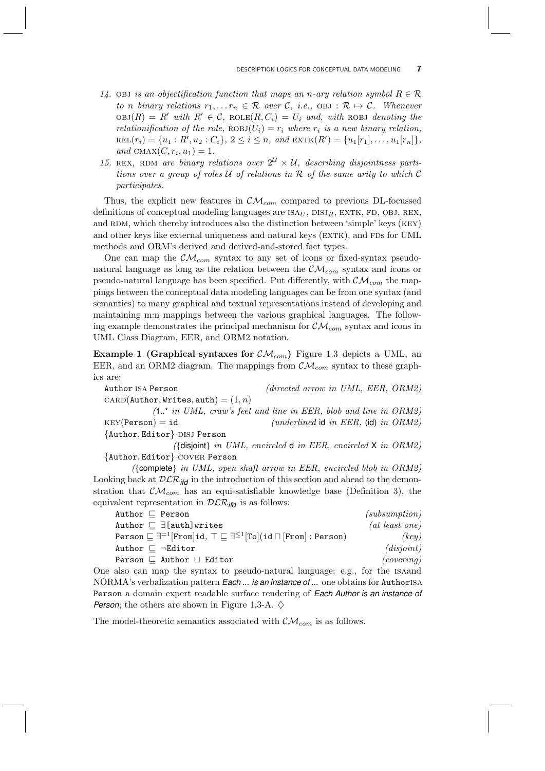14. OBJ *is an objectification function that maps an n-ary relation symbol* $R \in \mathcal{R}$ *to n binary relations* $r_1, \ldots r_n \in \mathcal{R}$ *over* $\mathcal{C}$*, i.e.,* $\text{OBJ} : \mathcal{R} \mapsto \mathcal{C}$*. Whenever* $\text{OBJ}(R) = R'$ *with* $R' \in \mathcal{C}$*,* $\text{ROLE}(R, C_i) = U_i$ *and, with* ROBJ *denoting the relationification of the role,* $\text{ROBJ}(U_i) = r_i$ *where* $r_i$ *is a new binary relation,* $\text{REL}(r_i) = \{u_1 : R', u_2 : C_i\}$*,* $2 \leq i \leq n$*, and* $\text{EXTK}(R') = \{u_1[r_1], \ldots, u_1[r_n]\}$*, and* $\text{CMAX}(C, r_i, u_1) = 1$.
15. REX*,* RDM *are binary relations over* $2^{\mathcal{U}} \times \mathcal{U}$*, describing disjointness partitions over a group of roles* $\mathcal{U}$ *of relations in* $\mathcal{R}$ *of the same arity to which* $\mathcal{C}$ *participates.*

Thus, the explicit new features in $\mathcal{CM}_{com}$ compared to previous DL-focussed definitions of conceptual modeling languages are $\text{ISA}_U$, $\text{DISJ}_R$, EXTK, FD, OBJ, REX, and RDM, which thereby introduces also the distinction between 'simple' keys (KEY) and other keys like external uniqueness and natural keys (EXTK), and FDs for UML methods and ORM's derived and derived-and-stored fact types.

One can map the $\mathcal{CM}_{com}$ syntax to any set of icons or fixed-syntax pseudo-natural language as long as the relation between the $\mathcal{CM}_{com}$ syntax and icons or pseudo-natural language has been specified. Put differently, with $\mathcal{CM}_{com}$ the mappings between the conceptual data modeling languages can be from one syntax (and semantics) to many graphical and textual representations instead of developing and maintaining m:n mappings between the various graphical languages. The following example demonstrates the principal mechanism for $\mathcal{CM}_{com}$ syntax and icons in UML Class Diagram, EER, and ORM2 notation.

**Example 1 (Graphical syntaxes for $\mathcal{CM}_{com}$)** Figure 1.3 depicts a UML, an EER, and an ORM2 diagram. The mappings from $\mathcal{CM}_{com}$ syntax to these graphics are:

`Author` ISA `Person` *(directed arrow in UML, EER, ORM2)*

$\text{CARD}(\texttt{Author}, \texttt{Writes}, \texttt{auth}) = (1, n)$

*(*1..* *in UML, craw's feet and line in EER, blob and line in ORM2)*

$\text{KEY}(\texttt{Person}) = \texttt{id}$ *(underlined* id *in EER,* (id) *in ORM2)*

$\{\texttt{Author}, \texttt{Editor}\}$ DISJ `Person`

*(*{disjoint} *in UML, encircled* d *in EER, encircled* X *in ORM2)*

$\{\texttt{Author}, \texttt{Editor}\}$ COVER `Person`

*(*{complete} *in UML, open shaft arrow in EER, encircled blob in ORM2)*

Looking back at $\mathcal{DLR}_{ifd}$ in the introduction of this section and ahead to the demonstration that $\mathcal{CM}_{com}$ has an equi-satisfiable knowledge base (Definition 3), the equivalent representation in $\mathcal{DLR}_{ifd}$ is as follows:

| | |
|---|---|
| $\texttt{Author} \sqsubseteq \texttt{Person}$ | *(subsumption)* |
| $\texttt{Author} \sqsubseteq \exists[\texttt{auth}]\texttt{writes}$ | *(at least one)* |
| $\texttt{Person} \sqsubseteq \exists^{=1}[\texttt{From}]\texttt{id},\ \top \sqsubseteq \exists^{\leq 1}[\texttt{To}](\texttt{id} \sqcap [\texttt{From}] : \texttt{Person})$ | *(key)* |
| $\texttt{Author} \sqsubseteq \neg\texttt{Editor}$ | *(disjoint)* |
| $\texttt{Person} \sqsubseteq \texttt{Author} \sqcup \texttt{Editor}$ | *(covering)* |

One also can map the syntax to pseudo-natural language; e.g., for the ISAand NORMA's verbalization pattern ***Each ... is an instance of ...*** one obtains for `Author`ISA `Person` a domain expert readable surface rendering of ***Each Author is an instance of Person***; the others are shown in Figure 1.3-A. $\diamondsuit$

The model-theoretic semantics associated with $\mathcal{CM}_{com}$ is as follows.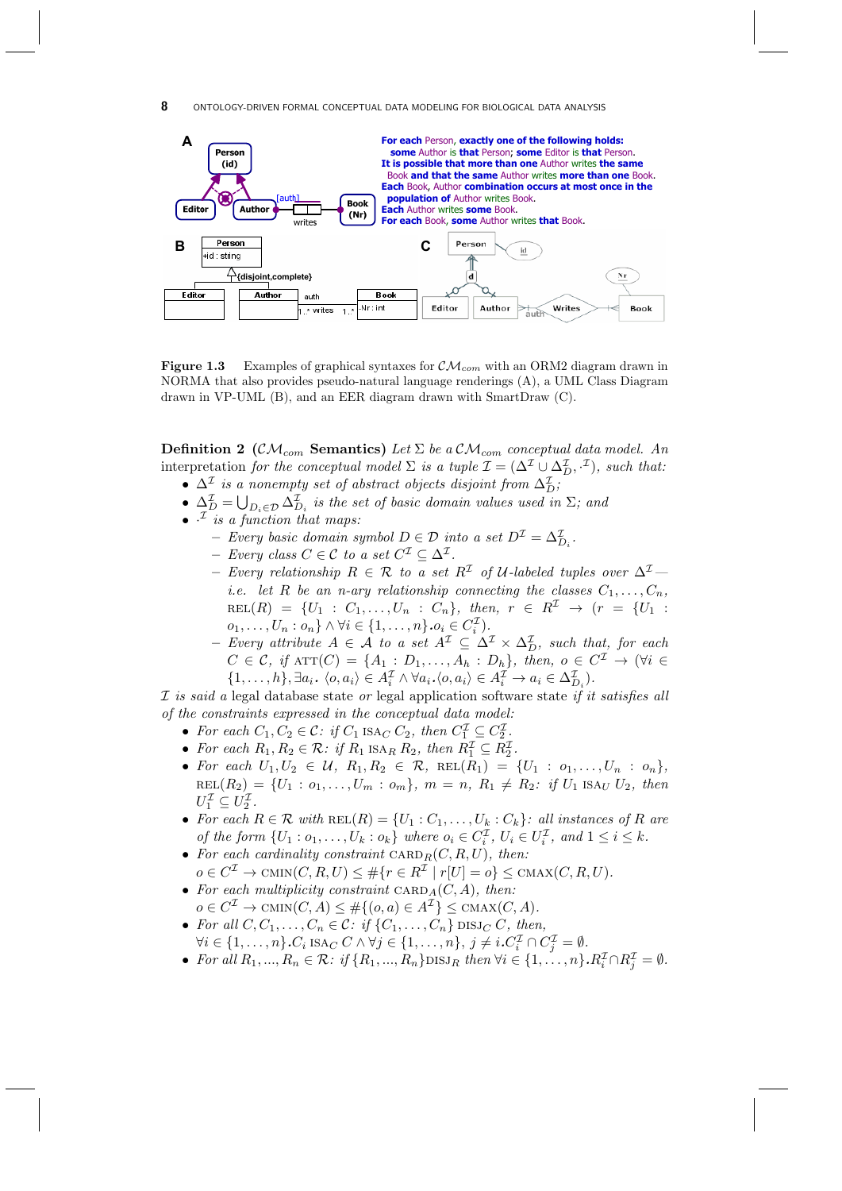**Figure 1.3** Examples of graphical syntaxes for $\mathcal{CM}_{com}$ with an ORM2 diagram drawn in NORMA that also provides pseudo-natural language renderings (A), a UML Class Diagram drawn in VP-UML (B), and an EER diagram drawn with SmartDraw (C).

**Definition 2** ($\mathcal{CM}_{com}$ **Semantics**) *Let $\Sigma$ be a $\mathcal{CM}_{com}$ conceptual data model. An* interpretation *for the conceptual model $\Sigma$ is a tuple $\mathcal{I} = (\Delta^{\mathcal{I}} \cup \Delta^{\mathcal{I}}_D, \cdot^{\mathcal{I}})$, such that:*

- *$\Delta^{\mathcal{I}}$ is a nonempty set of abstract objects disjoint from $\Delta^{\mathcal{I}}_D$;*
- *$\Delta^{\mathcal{I}}_D = \bigcup_{D_i \in \mathcal{D}} \Delta^{\mathcal{I}}_{D_i}$ is the set of basic domain values used in $\Sigma$; and*
- *$\cdot^{\mathcal{I}}$ is a function that maps:*
  - *Every basic domain symbol $D \in \mathcal{D}$ into a set $D^{\mathcal{I}} = \Delta^{\mathcal{I}}_{D_i}$.*
  - *Every class $C \in \mathcal{C}$ to a set $C^{\mathcal{I}} \subseteq \Delta^{\mathcal{I}}$.*
  - *Every relationship $R \in \mathcal{R}$ to a set $R^{\mathcal{I}}$ of $\mathcal{U}$-labeled tuples over $\Delta^{\mathcal{I}}$ — i.e. let $R$ be an n-ary relationship connecting the classes $C_1, \ldots, C_n$, $\text{REL}(R) = \{U_1 : C_1, \ldots, U_n : C_n\}$, then, $r \in R^{\mathcal{I}} \rightarrow (r = \{U_1 : o_1, \ldots, U_n : o_n\} \wedge \forall i \in \{1, \ldots, n\}.o_i \in C^{\mathcal{I}}_i)$.*
  - *Every attribute $A \in \mathcal{A}$ to a set $A^{\mathcal{I}} \subseteq \Delta^{\mathcal{I}} \times \Delta^{\mathcal{I}}_D$, such that, for each $C \in \mathcal{C}$, if $\text{ATT}(C) = \{A_1 : D_1, \ldots, A_h : D_h\}$, then, $o \in C^{\mathcal{I}} \rightarrow (\forall i \in \{1, \ldots, h\}, \exists a_i.\ \langle o, a_i \rangle \in A^{\mathcal{I}}_i \wedge \forall a_i.\langle o, a_i \rangle \in A^{\mathcal{I}}_i \rightarrow a_i \in \Delta^{\mathcal{I}}_{D_i})$.*

*$\mathcal{I}$ is said a* legal database state *or* legal application software state *if it satisfies all of the constraints expressed in the conceptual data model:*

- *For each $C_1, C_2 \in \mathcal{C}$: if $C_1$ $\text{ISA}_C$ $C_2$, then $C^{\mathcal{I}}_1 \subseteq C^{\mathcal{I}}_2$.*
- *For each $R_1, R_2 \in \mathcal{R}$: if $R_1$ $\text{ISA}_R$ $R_2$, then $R^{\mathcal{I}}_1 \subseteq R^{\mathcal{I}}_2$.*
- *For each $U_1, U_2 \in \mathcal{U}$, $R_1, R_2 \in \mathcal{R}$, $\text{REL}(R_1) = \{U_1 : o_1, \ldots, U_n : o_n\}$, $\text{REL}(R_2) = \{U_1 : o_1, \ldots, U_m : o_m\}$, $m = n$, $R_1 \neq R_2$: if $U_1$ $\text{ISA}_U$ $U_2$, then $U^{\mathcal{I}}_1 \subseteq U^{\mathcal{I}}_2$.*
- *For each $R \in \mathcal{R}$ with $\text{REL}(R) = \{U_1 : C_1, \ldots, U_k : C_k\}$: all instances of $R$ are of the form $\{U_1 : o_1, \ldots, U_k : o_k\}$ where $o_i \in C^{\mathcal{I}}_i$, $U_i \in U^{\mathcal{I}}_i$, and $1 \leq i \leq k$.*
- *For each cardinality constraint $\text{CARD}_R(C, R, U)$, then:*
  *$o \in C^{\mathcal{I}} \rightarrow \text{CMIN}(C, R, U) \leq \#\{r \in R^{\mathcal{I}} \mid r[U] = o\} \leq \text{CMAX}(C, R, U)$.*
- *For each multiplicity constraint $\text{CARD}_A(C, A)$, then:*
  *$o \in C^{\mathcal{I}} \rightarrow \text{CMIN}(C, A) \leq \#\{(o, a) \in A^{\mathcal{I}}\} \leq \text{CMAX}(C, A)$.*
- *For all $C, C_1, \ldots, C_n \in \mathcal{C}$: if $\{C_1, \ldots, C_n\}$ $\text{DISJ}_C$ $C$, then,*
  *$\forall i \in \{1, \ldots, n\}.C_i$ $\text{ISA}_C$ $C \wedge \forall j \in \{1, \ldots, n\}, j \neq i.C^{\mathcal{I}}_i \cap C^{\mathcal{I}}_j = \emptyset$.*
- *For all $R_1, \ldots, R_n \in \mathcal{R}$: if $\{R_1, \ldots, R_n\}\text{DISJ}_R$ then $\forall i \in \{1, \ldots, n\}.R^{\mathcal{I}}_i \cap R^{\mathcal{I}}_j = \emptyset$.*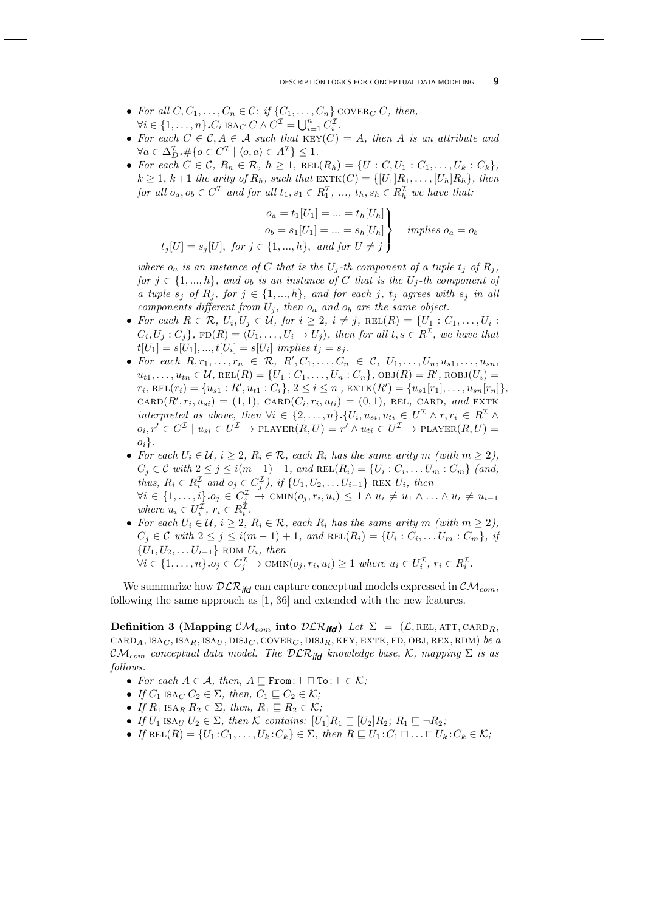- *For all* $C, C_1, \ldots, C_n \in \mathcal{C}$*: if* $\{C_1, \ldots, C_n\}$ $\text{COVER}_C$ $C$*, then,* $\forall i \in \{1, \ldots, n\}.C_i$ $\text{ISA}_C$ $C \wedge C^{\mathcal{I}} = \bigcup_{i=1}^{n} C_i^{\mathcal{I}}$.
- *For each* $C \in \mathcal{C}, A \in \mathcal{A}$ *such that* $\text{KEY}(C) = A$*, then* $A$ *is an attribute and* $\forall a \in \Delta_D^{\mathcal{I}}.\#\{o \in C^{\mathcal{I}} \mid \langle o, a\rangle \in A^{\mathcal{I}}\} \leq 1$.
- *For each* $C \in \mathcal{C}$*,* $R_h \in \mathcal{R}$*,* $h \geq 1$*,* $\text{REL}(R_h) = \{U : C, U_1 : C_1, \ldots, U_k : C_k\}$*,* $k \geq 1$*,* $k+1$ *the arity of* $R_h$*, such that* $\text{EXTK}(C) = \{[U_1]R_1, \ldots, [U_h]R_h\}$*, then for all* $o_a, o_b \in C^{\mathcal{I}}$ *and for all* $t_1, s_1 \in R_1^{\mathcal{I}}$*, ...,* $t_h, s_h \in R_h^{\mathcal{I}}$ *we have that:*

$$\left.\begin{array}{r} o_a = t_1[U_1] = \ldots = t_h[U_h] \\ o_b = s_1[U_1] = \ldots = s_h[U_h] \\ t_j[U] = s_j[U], \text{ for } j \in \{1, \ldots, h\}, \text{ and for } U \neq j \end{array}\right\} \quad \text{implies } o_a = o_b$$

*where* $o_a$ *is an instance of* $C$ *that is the* $U_j$*-th component of a tuple* $t_j$ *of* $R_j$*, for* $j \in \{1, \ldots, h\}$*, and* $o_b$ *is an instance of* $C$ *that is the* $U_j$*-th component of a tuple* $s_j$ *of* $R_j$*, for* $j \in \{1, \ldots, h\}$*, and for each* $j$*,* $t_j$ *agrees with* $s_j$ *in all components different from* $U_j$*, then* $o_a$ *and* $o_b$ *are the same object.*
- *For each* $R \in \mathcal{R}$*,* $U_i, U_j \in \mathcal{U}$*, for* $i \geq 2$*,* $i \neq j$*,* $\text{REL}(R) = \{U_1 : C_1, \ldots, U_i : C_i, U_j : C_j\}$*,* $\text{FD}(R) = \langle U_1, \ldots, U_i \rightarrow U_j\rangle$*, then for all* $t, s \in R^{\mathcal{I}}$*, we have that* $t[U_1] = s[U_1], \ldots, t[U_i] = s[U_i]$ *implies* $t_j = s_j$.
- *For each* $R, r_1, \ldots, r_n \in \mathcal{R}$*,* $R', C_1, \ldots, C_n \in \mathcal{C}$*,* $U_1, \ldots, U_n, u_{s1}, \ldots, u_{sn}, u_{t1}, \ldots, u_{tn} \in \mathcal{U}$*,* $\text{REL}(R) = \{U_1 : C_1, \ldots, U_n : C_n\}$*,* $\text{OBJ}(R) = R'$*,* $\text{ROBJ}(U_i) = r_i$*,* $\text{REL}(r_i) = \{u_{s1} : R', u_{t1} : C_i\}$*,* $2 \leq i \leq n$ *,* $\text{EXTK}(R') = \{u_{s1}[r_1], \ldots, u_{sn}[r_n]\}$*,* $\text{CARD}(R', r_i, u_{si}) = (1, 1)$*,* $\text{CARD}(C_i, r_i, u_{ti}) = (0, 1)$*,* REL*,* CARD*, and* EXTK *interpreted as above, then* $\forall i \in \{2, \ldots, n\}.\{U_i, u_{si}, u_{ti} \in U^{\mathcal{I}} \wedge r, r_i \in R^{\mathcal{I}} \wedge o_i, r' \in C^{\mathcal{I}} \mid u_{si} \in U^{\mathcal{I}} \rightarrow \text{PLAYER}(R, U) = r' \wedge u_{ti} \in U^{\mathcal{I}} \rightarrow \text{PLAYER}(R, U) = o_i\}$.
- *For each* $U_i \in \mathcal{U}$*,* $i \geq 2$*,* $R_i \in \mathcal{R}$*, each* $R_i$ *has the same arity* $m$ *(with* $m \geq 2$*),* $C_j \in \mathcal{C}$ *with* $2 \leq j \leq i(m-1)+1$*, and* $\text{REL}(R_i) = \{U_i : C_i, \ldots U_m : C_m\}$ *(and, thus,* $R_i \in R_i^{\mathcal{I}}$ *and* $o_j \in C_j^{\mathcal{I}}$*), if* $\{U_1, U_2, \ldots U_{i-1}\}$ REX $U_i$*, then* $\forall i \in \{1, \ldots, i\}.o_j \in C_j^{\mathcal{I}} \rightarrow \text{CMIN}(o_j, r_i, u_i) \leq 1 \wedge u_i \neq u_1 \wedge \ldots \wedge u_i \neq u_{i-1}$ *where* $u_i \in U_i^{\mathcal{I}}$*,* $r_i \in R_i^{\mathcal{I}}$.
- *For each* $U_i \in \mathcal{U}$*,* $i \geq 2$*,* $R_i \in \mathcal{R}$*, each* $R_i$ *has the same arity* $m$ *(with* $m \geq 2$*),* $C_j \in \mathcal{C}$ *with* $2 \leq j \leq i(m-1)+1$*, and* $\text{REL}(R_i) = \{U_i : C_i, \ldots U_m : C_m\}$*, if* $\{U_1, U_2, \ldots U_{i-1}\}$ RDM $U_i$*, then* $\forall i \in \{1, \ldots, n\}.o_j \in C_j^{\mathcal{I}} \rightarrow \text{CMIN}(o_j, r_i, u_i) \geq 1$ *where* $u_i \in U_i^{\mathcal{I}}$*,* $r_i \in R_i^{\mathcal{I}}$.

We summarize how $\mathcal{DLR}_{\textit{ifd}}$ can capture conceptual models expressed in $\mathcal{CM}_{com}$, following the same approach as [1, 36] and extended with the new features.

**Definition 3 (Mapping $\mathcal{CM}_{com}$ into $\mathcal{DLR}_{\textit{ifd}}$)** *Let* $\Sigma = (\mathcal{L}, \text{REL}, \text{ATT}, \text{CARD}_R, \text{CARD}_A, \text{ISA}_C, \text{ISA}_R, \text{ISA}_U, \text{DISJ}_C, \text{COVER}_C, \text{DISJ}_R, \text{KEY}, \text{EXTK}, \text{FD}, \text{OBJ}, \text{REX}, \text{RDM})$ *be a* $\mathcal{CM}_{com}$ *conceptual data model. The* $\mathcal{DLR}_{\textit{ifd}}$ *knowledge base,* $\mathcal{K}$*, mapping* $\Sigma$ *is as follows.*

- *For each* $A \in \mathcal{A}$*, then,* $A \sqsubseteq \texttt{From}\!:\!\top \sqcap \texttt{To}\!:\!\top \in \mathcal{K}$*;*
- *If* $C_1$ $\text{ISA}_C$ $C_2 \in \Sigma$*, then,* $C_1 \sqsubseteq C_2 \in \mathcal{K}$*;*
- *If* $R_1$ $\text{ISA}_R$ $R_2 \in \Sigma$*, then,* $R_1 \sqsubseteq R_2 \in \mathcal{K}$*;*
- *If* $U_1$ $\text{ISA}_U$ $U_2 \in \Sigma$*, then* $\mathcal{K}$ *contains:* $[U_1]R_1 \sqsubseteq [U_2]R_2$*;* $R_1 \sqsubseteq \neg R_2$*;*
- *If* $\text{REL}(R) = \{U_1 \!:\! C_1, \ldots, U_k \!:\! C_k\} \in \Sigma$*, then* $R \sqsubseteq U_1 \!:\! C_1 \sqcap \ldots \sqcap U_k \!:\! C_k \in \mathcal{K}$*;*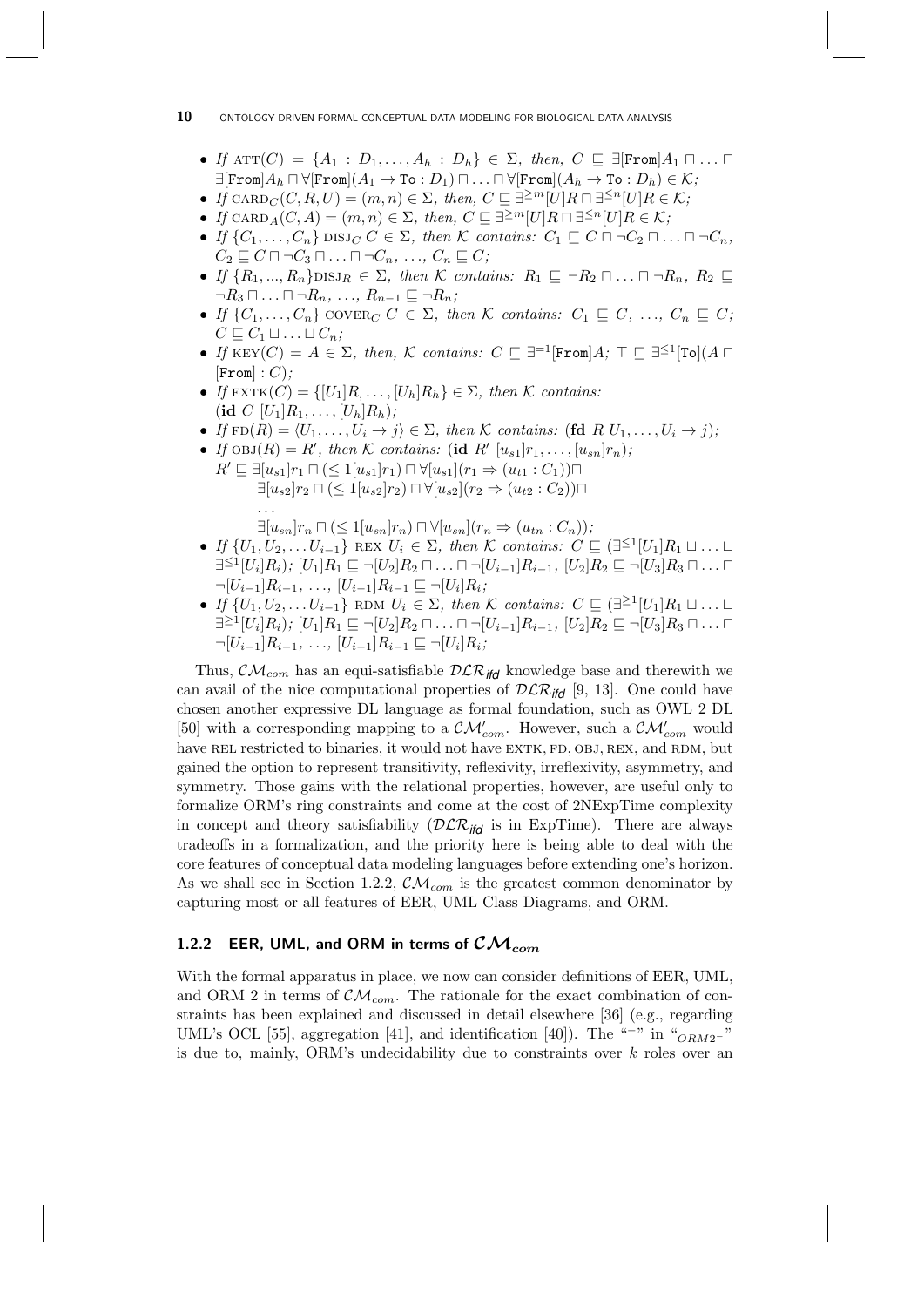- *If* $\text{ATT}(C) = \{A_1 : D_1, \ldots, A_h : D_h\} \in \Sigma$, *then*, $C \sqsubseteq \exists[\texttt{From}]A_1 \sqcap \ldots \sqcap \exists[\texttt{From}]A_h \sqcap \forall[\texttt{From}](A_1 \to \texttt{To} : D_1) \sqcap \ldots \sqcap \forall[\texttt{From}](A_h \to \texttt{To} : D_h) \in \mathcal{K}$*;*
- *If* $\text{CARD}_C(C, R, U) = (m, n) \in \Sigma$, *then*, $C \sqsubseteq \exists^{\geq m}[U]R \sqcap \exists^{\leq n}[U]R \in \mathcal{K}$*;*
- *If* $\text{CARD}_A(C, A) = (m, n) \in \Sigma$, *then*, $C \sqsubseteq \exists^{\geq m}[U]R \sqcap \exists^{\leq n}[U]R \in \mathcal{K}$*;*
- *If* $\{C_1, \ldots, C_n\}$ $\text{DISJ}_C$ $C \in \Sigma$, *then* $\mathcal{K}$ *contains:* $C_1 \sqsubseteq C \sqcap \neg C_2 \sqcap \ldots \sqcap \neg C_n$, $C_2 \sqsubseteq C \sqcap \neg C_3 \sqcap \ldots \sqcap \neg C_n$, $\ldots$, $C_n \sqsubseteq C$*;*
- *If* $\{R_1, ..., R_n\}\text{DISJ}_R \in \Sigma$, *then* $\mathcal{K}$ *contains:* $R_1 \sqsubseteq \neg R_2 \sqcap \ldots \sqcap \neg R_n$, $R_2 \sqsubseteq \neg R_3 \sqcap \ldots \sqcap \neg R_n$, $\ldots$, $R_{n-1} \sqsubseteq \neg R_n$*;*
- *If* $\{C_1, \ldots, C_n\}$ $\text{COVER}_C$ $C \in \Sigma$, *then* $\mathcal{K}$ *contains:* $C_1 \sqsubseteq C$, $\ldots$, $C_n \sqsubseteq C$*;* $C \sqsubseteq C_1 \sqcup \ldots \sqcup C_n$*;*
- *If* $\text{KEY}(C) = A \in \Sigma$, *then*, $\mathcal{K}$ *contains:* $C \sqsubseteq \exists^{=1}[\texttt{From}]A$*;* $\top \sqsubseteq \exists^{\leq 1}[\texttt{To}](A \sqcap [\texttt{From}] : C)$*;*
- *If* $\text{EXTK}(C) = \{[U_1]R, \ldots, [U_h]R_h\} \in \Sigma$, *then* $\mathcal{K}$ *contains:* $(\mathbf{id}\ C\ [U_1]R_1, \ldots, [U_h]R_h)$*;*
- *If* $\text{FD}(R) = \langle U_1, \ldots, U_i \to j\rangle \in \Sigma$, *then* $\mathcal{K}$ *contains:* $(\mathbf{fd}\ R\ U_1, \ldots, U_i \to j)$*;*
- *If* $\text{OBJ}(R) = R'$, *then* $\mathcal{K}$ *contains:* $(\mathbf{id}\ R'\ [u_{s1}]r_1, \ldots, [u_{sn}]r_n)$*;*
 $R' \sqsubseteq \exists[u_{s1}]r_1 \sqcap (\leq 1[u_{s1}]r_1) \sqcap \forall[u_{s1}](r_1 \Rightarrow (u_{t1} : C_1)) \sqcap$
 $\exists[u_{s2}]r_2 \sqcap (\leq 1[u_{s2}]r_2) \sqcap \forall[u_{s2}](r_2 \Rightarrow (u_{t2} : C_2)) \sqcap$
 $\ldots$
 $\exists[u_{sn}]r_n \sqcap (\leq 1[u_{sn}]r_n) \sqcap \forall[u_{sn}](r_n \Rightarrow (u_{tn} : C_n))$*;*
- *If* $\{U_1, U_2, \ldots U_{i-1}\}$ $\text{REX}$ $U_i \in \Sigma$, *then* $\mathcal{K}$ *contains:* $C \sqsubseteq (\exists^{\leq 1}[U_1]R_1 \sqcup \ldots \sqcup \exists^{\leq 1}[U_i]R_i)$*;* $[U_1]R_1 \sqsubseteq \neg[U_2]R_2 \sqcap \ldots \sqcap \neg[U_{i-1}]R_{i-1}$, $[U_2]R_2 \sqsubseteq \neg[U_3]R_3 \sqcap \ldots \sqcap \neg[U_{i-1}]R_{i-1}$, $\ldots$, $[U_{i-1}]R_{i-1} \sqsubseteq \neg[U_i]R_i$*;*
- *If* $\{U_1, U_2, \ldots U_{i-1}\}$ $\text{RDM}$ $U_i \in \Sigma$, *then* $\mathcal{K}$ *contains:* $C \sqsubseteq (\exists^{\geq 1}[U_1]R_1 \sqcup \ldots \sqcup \exists^{\geq 1}[U_i]R_i)$*;* $[U_1]R_1 \sqsubseteq \neg[U_2]R_2 \sqcap \ldots \sqcap \neg[U_{i-1}]R_{i-1}$, $[U_2]R_2 \sqsubseteq \neg[U_3]R_3 \sqcap \ldots \sqcap \neg[U_{i-1}]R_{i-1}$, $\ldots$, $[U_{i-1}]R_{i-1} \sqsubseteq \neg[U_i]R_i$*;*

Thus, $\mathcal{CM}_{com}$ has an equi-satisfiable $\mathcal{DLR}_{\mathit{ifd}}$ knowledge base and therewith we can avail of the nice computational properties of $\mathcal{DLR}_{\mathit{ifd}}$ [9, 13]. One could have chosen another expressive DL language as formal foundation, such as OWL 2 DL [50] with a corresponding mapping to a $\mathcal{CM}'_{com}$. However, such a $\mathcal{CM}'_{com}$ would have REL restricted to binaries, it would not have EXTK, FD, OBJ, REX, and RDM, but gained the option to represent transitivity, reflexivity, irreflexivity, asymmetry, and symmetry. Those gains with the relational properties, however, are useful only to formalize ORM's ring constraints and come at the cost of 2NExpTime complexity in concept and theory satisfiability ($\mathcal{DLR}_{\mathit{ifd}}$ is in ExpTime). There are always tradeoffs in a formalization, and the priority here is being able to deal with the core features of conceptual data modeling languages before extending one's horizon. As we shall see in Section 1.2.2, $\mathcal{CM}_{com}$ is the greatest common denominator by capturing most or all features of EER, UML Class Diagrams, and ORM.

### 1.2.2 EER, UML, and ORM in terms of $\mathcal{CM}_{com}$

With the formal apparatus in place, we now can consider definitions of EER, UML, and ORM 2 in terms of $\mathcal{CM}_{com}$. The rationale for the exact combination of constraints has been explained and discussed in detail elsewhere [36] (e.g., regarding UML's OCL [55], aggregation [41], and identification [40]). The "$^-$" in "$_{ORM2^-}$" is due to, mainly, ORM's undecidability due to constraints over $k$ roles over an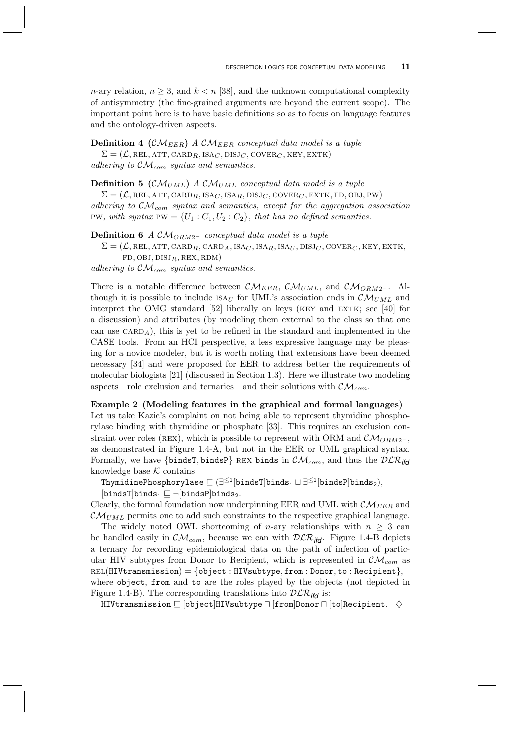$n$-ary relation, $n \geq 3$, and $k < n$ [38], and the unknown computational complexity of antisymmetry (the fine-grained arguments are beyond the current scope). The important point here is to have basic definitions so as to focus on language features and the ontology-driven aspects.

**Definition 4** **($\mathcal{CM}_{EER}$)** *A $\mathcal{CM}_{EER}$ conceptual data model is a tuple* $\Sigma = (\mathcal{L}, \text{REL}, \text{ATT}, \text{CARD}_R, \text{ISA}_C, \text{DISJ}_C, \text{COVER}_C, \text{KEY}, \text{EXTK})$ *adhering to $\mathcal{CM}_{com}$ syntax and semantics.*

**Definition 5** **($\mathcal{CM}_{UML}$)** *A $\mathcal{CM}_{UML}$ conceptual data model is a tuple* $\Sigma = (\mathcal{L}, \text{REL}, \text{ATT}, \text{CARD}_R, \text{ISA}_C, \text{ISA}_R, \text{DISJ}_C, \text{COVER}_C, \text{EXTK}, \text{FD}, \text{OBJ}, \text{PW})$ *adhering to $\mathcal{CM}_{com}$ syntax and semantics, except for the aggregation association* PW*, with syntax* $\text{PW} = \{U_1 : C_1, U_2 : C_2\}$*, that has no defined semantics.*

**Definition 6** *A $\mathcal{CM}_{ORM2^-}$ conceptual data model is a tuple* $\Sigma = (\mathcal{L}, \text{REL}, \text{ATT}, \text{CARD}_R, \text{CARD}_A, \text{ISA}_C, \text{ISA}_R, \text{ISA}_U, \text{DISJ}_C, \text{COVER}_C, \text{KEY}, \text{EXTK}, \text{FD}, \text{OBJ}, \text{DISJ}_R, \text{REX}, \text{RDM})$ *adhering to $\mathcal{CM}_{com}$ syntax and semantics.*

There is a notable difference between $\mathcal{CM}_{EER}$, $\mathcal{CM}_{UML}$, and $\mathcal{CM}_{ORM2^-}$. Although it is possible to include $\text{ISA}_U$ for UML's association ends in $\mathcal{CM}_{UML}$ and interpret the OMG standard [52] liberally on keys (KEY and EXTK; see [40] for a discussion) and attributes (by modeling them external to the class so that one can use $\text{CARD}_A$), this is yet to be refined in the standard and implemented in the CASE tools. From an HCI perspective, a less expressive language may be pleasing for a novice modeler, but it is worth noting that extensions have been deemed necessary [34] and were proposed for EER to address better the requirements of molecular biologists [21] (discussed in Section 1.3). Here we illustrate two modeling aspects—role exclusion and ternaries—and their solutions with $\mathcal{CM}_{com}$.

**Example 2 (Modeling features in the graphical and formal languages)** Let us take Kazic's complaint on not being able to represent thymidine phosphorylase binding with thymidine or phosphate [33]. This requires an exclusion constraint over roles (REX), which is possible to represent with ORM and $\mathcal{CM}_{ORM2^-}$, as demonstrated in Figure 1.4-A, but not in the EER or UML graphical syntax. Formally, we have $\{\texttt{bindsT}, \texttt{bindsP}\}$ REX $\texttt{binds}$ in $\mathcal{CM}_{com}$, and thus the $\mathcal{DLR}_{ifd}$ knowledge base $\mathcal{K}$ contains

$\texttt{ThymidinePhosphorylase} \sqsubseteq (\exists^{\leq 1}[\texttt{bindsT}]\texttt{binds}_1 \sqcup \exists^{\leq 1}[\texttt{bindsP}]\texttt{binds}_2)$,

$[\texttt{bindsT}]\texttt{binds}_1 \sqsubseteq \neg[\texttt{bindsP}]\texttt{binds}_2$.

Clearly, the formal foundation now underpinning EER and UML with $\mathcal{CM}_{EER}$ and $\mathcal{CM}_{UML}$ permits one to add such constraints to the respective graphical language.

The widely noted OWL shortcoming of $n$-ary relationships with $n \geq 3$ can be handled easily in $\mathcal{CM}_{com}$, because we can with $\mathcal{DLR}_{ifd}$. Figure 1.4-B depicts a ternary for recording epidemiological data on the path of infection of particular HIV subtypes from Donor to Recipient, which is represented in $\mathcal{CM}_{com}$ as $\text{REL}(\texttt{HIVtransmission}) = \{\texttt{object} : \texttt{HIVsubtype}, \texttt{from} : \texttt{Donor}, \texttt{to} : \texttt{Recipient}\}$, where `object`, `from` and `to` are the roles played by the objects (not depicted in Figure 1.4-B). The corresponding translations into $\mathcal{DLR}_{ifd}$ is:

$\texttt{HIVtransmission} \sqsubseteq [\texttt{object}]\texttt{HIVsubtype} \sqcap [\texttt{from}]\texttt{Donor} \sqcap [\texttt{to}]\texttt{Recipient}$. $\diamondsuit$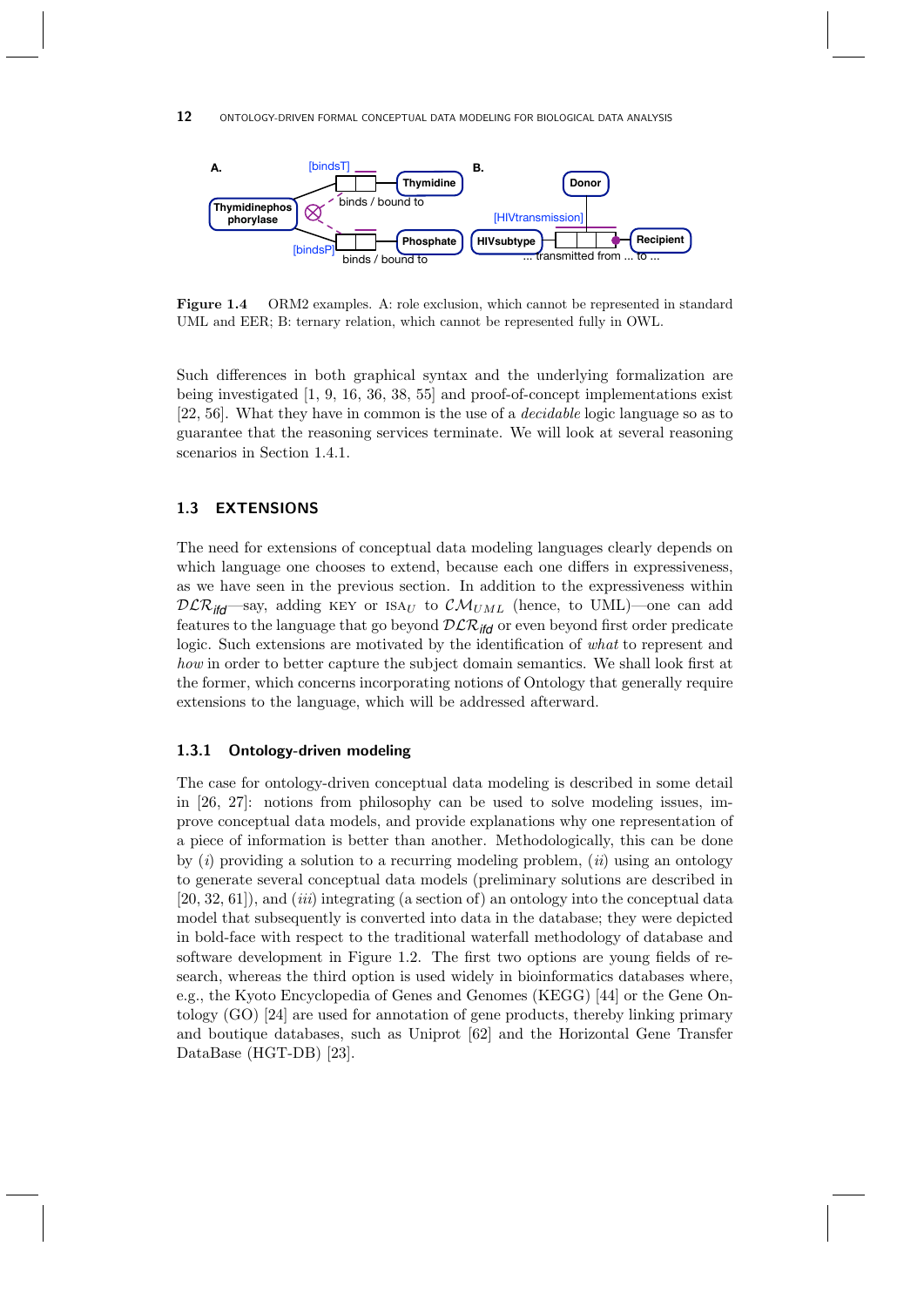**Figure 1.4** ORM2 examples. A: role exclusion, which cannot be represented in standard UML and EER; B: ternary relation, which cannot be represented fully in OWL.

Such differences in both graphical syntax and the underlying formalization are being investigated [1, 9, 16, 36, 38, 55] and proof-of-concept implementations exist [22, 56]. What they have in common is the use of a *decidable* logic language so as to guarantee that the reasoning services terminate. We will look at several reasoning scenarios in Section 1.4.1.

## 1.3 EXTENSIONS

The need for extensions of conceptual data modeling languages clearly depends on which language one chooses to extend, because each one differs in expressiveness, as we have seen in the previous section. In addition to the expressiveness within $\mathcal{DLR}_{ifd}$—say, adding KEY or $\text{ISA}_U$ to $\mathcal{CM}_{UML}$ (hence, to UML)—one can add features to the language that go beyond $\mathcal{DLR}_{ifd}$ or even beyond first order predicate logic. Such extensions are motivated by the identification of *what* to represent and *how* in order to better capture the subject domain semantics. We shall look first at the former, which concerns incorporating notions of Ontology that generally require extensions to the language, which will be addressed afterward.

### 1.3.1 Ontology-driven modeling

The case for ontology-driven conceptual data modeling is described in some detail in [26, 27]: notions from philosophy can be used to solve modeling issues, improve conceptual data models, and provide explanations why one representation of a piece of information is better than another. Methodologically, this can be done by (*i*) providing a solution to a recurring modeling problem, (*ii*) using an ontology to generate several conceptual data models (preliminary solutions are described in [20, 32, 61]), and (*iii*) integrating (a section of) an ontology into the conceptual data model that subsequently is converted into data in the database; they were depicted in bold-face with respect to the traditional waterfall methodology of database and software development in Figure 1.2. The first two options are young fields of research, whereas the third option is used widely in bioinformatics databases where, e.g., the Kyoto Encyclopedia of Genes and Genomes (KEGG) [44] or the Gene Ontology (GO) [24] are used for annotation of gene products, thereby linking primary and boutique databases, such as Uniprot [62] and the Horizontal Gene Transfer DataBase (HGT-DB) [23].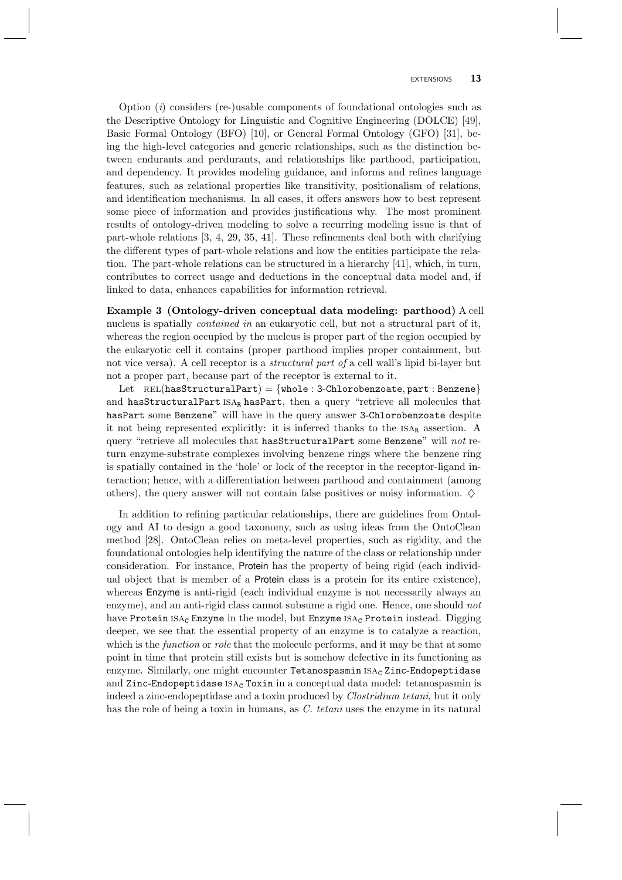Option (*i*) considers (re-)usable components of foundational ontologies such as the Descriptive Ontology for Linguistic and Cognitive Engineering (DOLCE) [49], Basic Formal Ontology (BFO) [10], or General Formal Ontology (GFO) [31], being the high-level categories and generic relationships, such as the distinction between endurants and perdurants, and relationships like parthood, participation, and dependency. It provides modeling guidance, and informs and refines language features, such as relational properties like transitivity, positionalism of relations, and identification mechanisms. In all cases, it offers answers how to best represent some piece of information and provides justifications why. The most prominent results of ontology-driven modeling to solve a recurring modeling issue is that of part-whole relations [3, 4, 29, 35, 41]. These refinements deal both with clarifying the different types of part-whole relations and how the entities participate the relation. The part-whole relations can be structured in a hierarchy [41], which, in turn, contributes to correct usage and deductions in the conceptual data model and, if linked to data, enhances capabilities for information retrieval.

**Example 3 (Ontology-driven conceptual data modeling: parthood)** A cell nucleus is spatially *contained in* an eukaryotic cell, but not a structural part of it, whereas the region occupied by the nucleus is proper part of the region occupied by the eukaryotic cell it contains (proper parthood implies proper containment, but not vice versa). A cell receptor is a *structural part of* a cell wall's lipid bi-layer but not a proper part, because part of the receptor is external to it.

Let $\text{REL}(\texttt{hasStructuralPart}) = \{\texttt{whole} : \texttt{3-Chlorobenzoate}, \texttt{part} : \texttt{Benzene}\}$ and `hasStructuralPart` $\text{ISA}_\text{R}$ `hasPart`, then a query "retrieve all molecules that `hasPart` some `Benzene`" will have in the query answer `3-Chlorobenzoate` despite it not being represented explicitly: it is inferred thanks to the $\text{ISA}_\text{R}$ assertion. A query "retrieve all molecules that `hasStructuralPart` some `Benzene`" will *not* return enzyme-substrate complexes involving benzene rings where the benzene ring is spatially contained in the 'hole' or lock of the receptor in the receptor-ligand interaction; hence, with a differentiation between parthood and containment (among others), the query answer will not contain false positives or noisy information. $\diamondsuit$

In addition to refining particular relationships, there are guidelines from Ontology and AI to design a good taxonomy, such as using ideas from the OntoClean method [28]. OntoClean relies on meta-level properties, such as rigidity, and the foundational ontologies help identifying the nature of the class or relationship under consideration. For instance, Protein has the property of being rigid (each individual object that is member of a Protein class is a protein for its entire existence), whereas Enzyme is anti-rigid (each individual enzyme is not necessarily always an enzyme), and an anti-rigid class cannot subsume a rigid one. Hence, one should *not* have `Protein` $\text{ISA}_\text{C}$ `Enzyme` in the model, but `Enzyme` $\text{ISA}_\text{C}$ `Protein` instead. Digging deeper, we see that the essential property of an enzyme is to catalyze a reaction, which is the *function* or *role* that the molecule performs, and it may be that at some point in time that protein still exists but is somehow defective in its functioning as enzyme. Similarly, one might encounter `Tetanospasmin` $\text{ISA}_\text{C}$ `Zinc-Endopeptidase` and `Zinc-Endopeptidase` $\text{ISA}_\text{C}$ `Toxin` in a conceptual data model: tetanospasmin is indeed a zinc-endopeptidase and a toxin produced by *Clostridium tetani*, but it only has the role of being a toxin in humans, as *C. tetani* uses the enzyme in its natural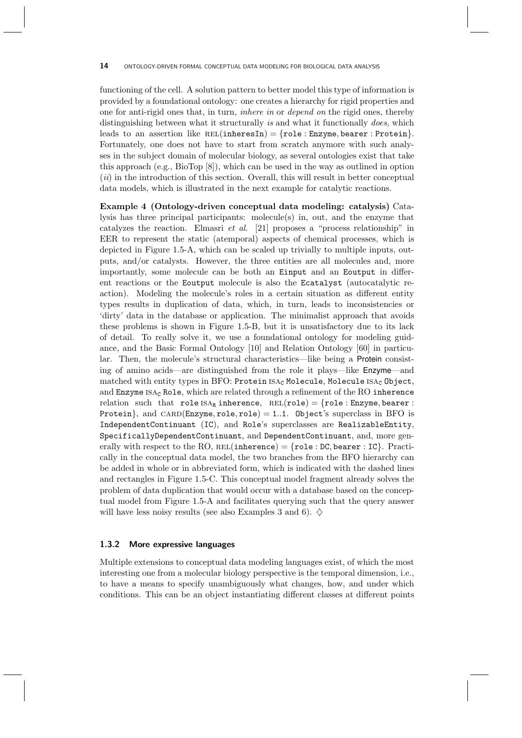functioning of the cell. A solution pattern to better model this type of information is provided by a foundational ontology: one creates a hierarchy for rigid properties and one for anti-rigid ones that, in turn, *inhere in* or *depend on* the rigid ones, thereby distinguishing between what it structurally *is* and what it functionally *does*, which leads to an assertion like $\text{REL}(\texttt{inheresIn}) = \{\texttt{role} : \texttt{Enzyme}, \texttt{bearer} : \texttt{Protein}\}$. Fortunately, one does not have to start from scratch anymore with such analyses in the subject domain of molecular biology, as several ontologies exist that take this approach (e.g., BioTop [8]), which can be used in the way as outlined in option (*ii*) in the introduction of this section. Overall, this will result in better conceptual data models, which is illustrated in the next example for catalytic reactions.

**Example 4 (Ontology-driven conceptual data modeling: catalysis)** Catalysis has three principal participants: molecule(s) in, out, and the enzyme that catalyzes the reaction. Elmasri *et al.* [21] proposes a "process relationship" in EER to represent the static (atemporal) aspects of chemical processes, which is depicted in Figure 1.5-A, which can be scaled up trivially to multiple inputs, outputs, and/or catalysts. However, the three entities are all molecules and, more importantly, some molecule can be both an `Einput` and an `Eoutput` in different reactions or the `Eoutput` molecule is also the `Ecatalyst` (autocatalytic reaction). Modeling the molecule's roles in a certain situation as different entity types results in duplication of data, which, in turn, leads to inconsistencies or 'dirty' data in the database or application. The minimalist approach that avoids these problems is shown in Figure 1.5-B, but it is unsatisfactory due to its lack of detail. To really solve it, we use a foundational ontology for modeling guidance, and the Basic Formal Ontology [10] and Relation Ontology [60] in particular. Then, the molecule's structural characteristics—like being a Protein consisting of amino acids—are distinguished from the role it plays—like Enzyme—and matched with entity types in BFO: `Protein` $\text{ISA}_\text{C}$ `Molecule`, `Molecule` $\text{ISA}_\text{C}$ `Object`, and `Enzyme` $\text{ISA}_\text{C}$ `Role`, which are related through a refinement of the RO `inherence` relation such that `role` $\text{ISA}_\text{R}$ `inherence`, $\text{REL}(\texttt{role}) = \{\texttt{role} : \texttt{Enzyme}, \texttt{bearer} : \texttt{Protein}\}$, and $\text{CARD}(\texttt{Enzyme}, \texttt{role}, \texttt{role}) = 1..1$. `Object`'s superclass in BFO is `IndependentContinuant` (`IC`), and `Role`'s superclasses are `RealizableEntity`, `SpecificallyDependentContinuant`, and `DependentContinuant`, and, more generally with respect to the RO, $\text{REL}(\texttt{inherence}) = \{\texttt{role} : \texttt{DC}, \texttt{bearer} : \texttt{IC}\}$. Practically in the conceptual data model, the two branches from the BFO hierarchy can be added in whole or in abbreviated form, which is indicated with the dashed lines and rectangles in Figure 1.5-C. This conceptual model fragment already solves the problem of data duplication that would occur with a database based on the conceptual model from Figure 1.5-A and facilitates querying such that the query answer will have less noisy results (see also Examples 3 and 6). ♢

### 1.3.2 More expressive languages

Multiple extensions to conceptual data modeling languages exist, of which the most interesting one from a molecular biology perspective is the temporal dimension, i.e., to have a means to specify unambiguously what changes, how, and under which conditions. This can be an object instantiating different classes at different points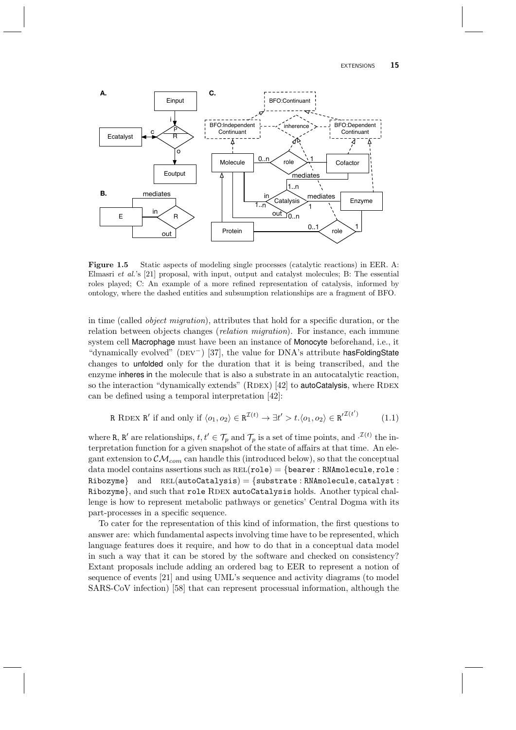**Figure 1.5** Static aspects of modeling single processes (catalytic reactions) in EER. A: Elmasri *et al.*'s [21] proposal, with input, output and catalyst molecules; B: The essential roles played; C: An example of a more refined representation of catalysis, informed by ontology, where the dashed entities and subsumption relationships are a fragment of BFO.

in time (called *object migration*), attributes that hold for a specific duration, or the relation between objects changes (*relation migration*). For instance, each immune system cell Macrophage must have been an instance of Monocyte beforehand, i.e., it "dynamically evolved" (DEV$^{-}$) [37], the value for DNA's attribute hasFoldingState changes to unfolded only for the duration that it is being transcribed, and the enzyme inheres in the molecule that is also a substrate in an autocatalytic reaction, so the interaction "dynamically extends" (RDEX) [42] to autoCatalysis, where RDEX can be defined using a temporal interpretation [42]:

$$\texttt{R} \ \text{RDEX} \ \texttt{R}' \text{ if and only if } \langle o_1, o_2 \rangle \in \texttt{R}^{\mathcal{I}(t)} \rightarrow \exists t' > t. \langle o_1, o_2 \rangle \in \texttt{R}'^{\mathcal{I}(t')} \tag{1.1}$$

where R, R′ are relationships, $t, t' \in \mathcal{T}_p$ and $\mathcal{T}_p$ is a set of time points, and $\cdot^{\mathcal{I}(t)}$ the interpretation function for a given snapshot of the state of affairs at that time. An elegant extension to $\mathcal{CM}_{com}$ can handle this (introduced below), so that the conceptual data model contains assertions such as $\text{REL}(\texttt{role}) = \{\texttt{bearer} : \texttt{RNAmolecule}, \texttt{role} : \texttt{Ribozyme}\}$ and $\text{REL}(\texttt{autoCatalysis}) = \{\texttt{substrate} : \texttt{RNAmolecule}, \texttt{catalyst} : \texttt{Ribozyme}\}$, and such that `role` RDEX `autoCatalysis` holds. Another typical challenge is how to represent metabolic pathways or genetics' Central Dogma with its part-processes in a specific sequence.

To cater for the representation of this kind of information, the first questions to answer are: which fundamental aspects involving time have to be represented, which language features does it require, and how to do that in a conceptual data model in such a way that it can be stored by the software and checked on consistency? Extant proposals include adding an ordered bag to EER to represent a notion of sequence of events [21] and using UML's sequence and activity diagrams (to model SARS-CoV infection) [58] that can represent processual information, although the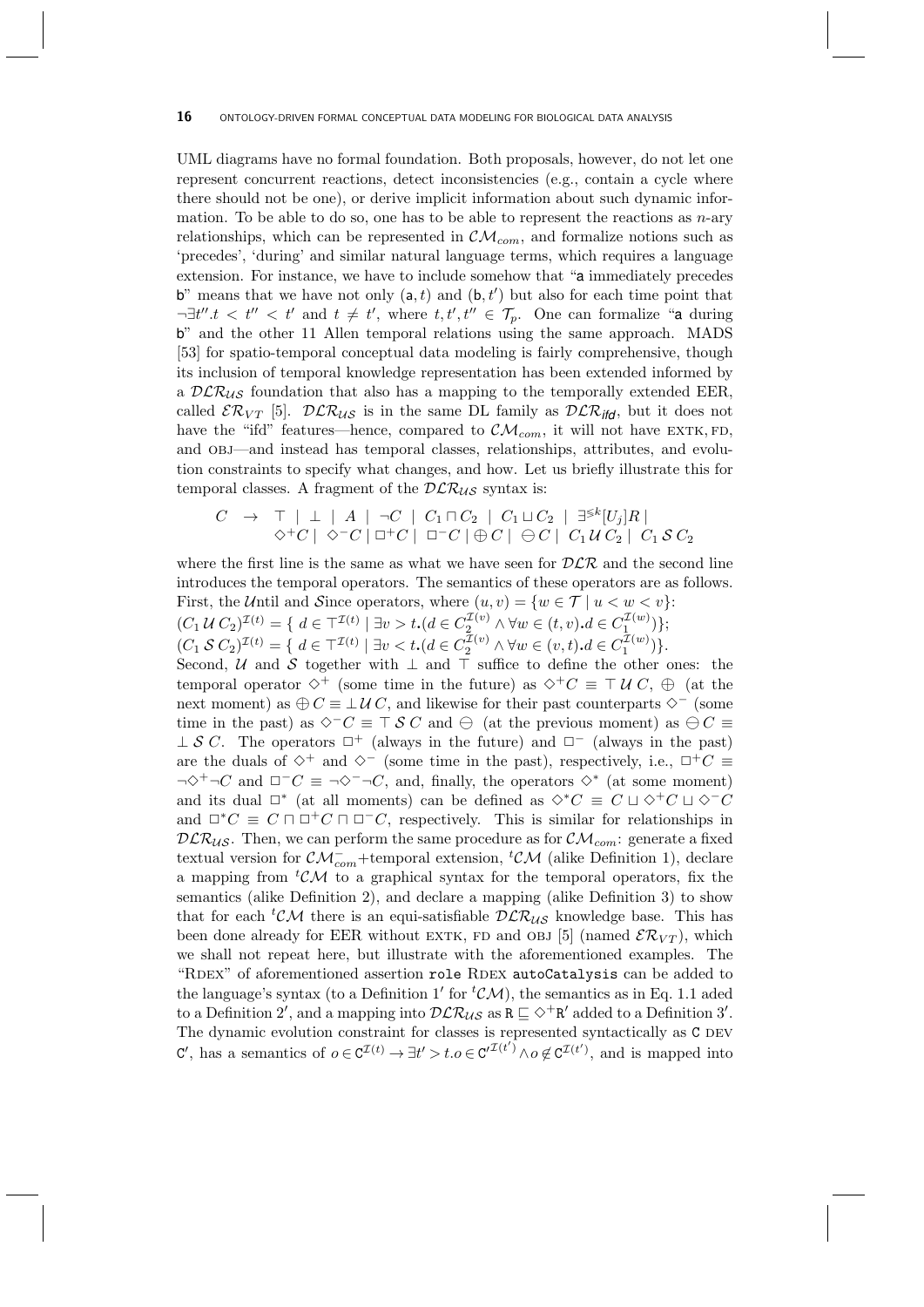UML diagrams have no formal foundation. Both proposals, however, do not let one represent concurrent reactions, detect inconsistencies (e.g., contain a cycle where there should not be one), or derive implicit information about such dynamic information. To be able to do so, one has to be able to represent the reactions as $n$-ary relationships, which can be represented in $\mathcal{CM}_{com}$, and formalize notions such as 'precedes', 'during' and similar natural language terms, which requires a language extension. For instance, we have to include somehow that "a immediately precedes b" means that we have not only $(\mathsf{a}, t)$ and $(\mathsf{b}, t')$ but also for each time point that $\neg\exists t''.t < t'' < t'$ and $t \neq t'$, where $t, t', t'' \in \mathcal{T}_p$. One can formalize "a during b" and the other 11 Allen temporal relations using the same approach. MADS [53] for spatio-temporal conceptual data modeling is fairly comprehensive, though its inclusion of temporal knowledge representation has been extended informed by a $\mathcal{DLR_{US}}$ foundation that also has a mapping to the temporally extended EER, called $\mathcal{ER}_{VT}$ [5]. $\mathcal{DLR_{US}}$ is in the same DL family as $\mathcal{DLR}_{ifd}$, but it does not have the "ifd" features—hence, compared to $\mathcal{CM}_{com}$, it will not have EXTK, FD, and OBJ—and instead has temporal classes, relationships, attributes, and evolution constraints to specify what changes, and how. Let us briefly illustrate this for temporal classes. A fragment of the $\mathcal{DLR_{US}}$ syntax is:

$$
\begin{array}{rcl}
C & \rightarrow & \top \mid \bot \mid A \mid \neg C \mid C_1 \sqcap C_2 \mid C_1 \sqcup C_2 \mid \exists^{\leqslant k}[U_j]R \mid \\
& & \Diamond^{+}C \mid \Diamond^{-}C \mid \Box^{+}C \mid \Box^{-}C \mid \oplus C \mid \ominus C \mid C_1 \, \mathcal{U} \, C_2 \mid C_1 \, \mathcal{S} \, C_2
\end{array}
$$

where the first line is the same as what we have seen for $\mathcal{DLR}$ and the second line introduces the temporal operators. The semantics of these operators are as follows. First, the $\mathcal{U}$ntil and $\mathcal{S}$ince operators, where $(u, v) = \{w \in \mathcal{T} \mid u < w < v\}$:

$(C_1 \, \mathcal{U} \, C_2)^{\mathcal{I}(t)} = \{ \, d \in \top^{\mathcal{I}(t)} \mid \exists v > t.(d \in C_2^{\mathcal{I}(v)} \wedge \forall w \in (t, v).d \in C_1^{\mathcal{I}(w)})\}$;

$(C_1 \, \mathcal{S} \, C_2)^{\mathcal{I}(t)} = \{ \, d \in \top^{\mathcal{I}(t)} \mid \exists v < t.(d \in C_2^{\mathcal{I}(v)} \wedge \forall w \in (v, t).d \in C_1^{\mathcal{I}(w)})\}$.

Second, $\mathcal{U}$ and $\mathcal{S}$ together with $\bot$ and $\top$ suffice to define the other ones: the temporal operator $\Diamond^{+}$ (some time in the future) as $\Diamond^{+}C \equiv \top \, \mathcal{U} \, C$, $\oplus$ (at the next moment) as $\oplus \, C \equiv \bot \, \mathcal{U} \, C$, and likewise for their past counterparts $\Diamond^{-}$ (some time in the past) as $\Diamond^{-}C \equiv \top \, \mathcal{S} \, C$ and $\ominus$ (at the previous moment) as $\ominus \, C \equiv \bot \, \mathcal{S} \, C$. The operators $\Box^{+}$ (always in the future) and $\Box^{-}$ (always in the past) are the duals of $\Diamond^{+}$ and $\Diamond^{-}$ (some time in the past), respectively, i.e., $\Box^{+}C \equiv \neg\Diamond^{+}\neg C$ and $\Box^{-}C \equiv \neg\Diamond^{-}\neg C$, and, finally, the operators $\Diamond^{*}$ (at some moment) and its dual $\Box^{*}$ (at all moments) can be defined as $\Diamond^{*}C \equiv C \sqcup \Diamond^{+}C \sqcup \Diamond^{-}C$ and $\Box^{*}C \equiv C \sqcap \Box^{+}C \sqcap \Box^{-}C$, respectively. This is similar for relationships in $\mathcal{DLR_{US}}$. Then, we can perform the same procedure as for $\mathcal{CM}_{com}$: generate a fixed textual version for $\mathcal{CM}_{com}^{-}$+temporal extension, ${}^{t}\mathcal{CM}$ (alike Definition 1), declare a mapping from ${}^{t}\mathcal{CM}$ to a graphical syntax for the temporal operators, fix the semantics (alike Definition 2), and declare a mapping (alike Definition 3) to show that for each ${}^{t}\mathcal{CM}$ there is an equi-satisfiable $\mathcal{DLR_{US}}$ knowledge base. This has been done already for EER without EXTK, FD and OBJ [5] (named $\mathcal{ER}_{VT}$), which we shall not repeat here, but illustrate with the aforementioned examples. The "RDEX" of aforementioned assertion `role` RDEX `autoCatalysis` can be added to the language's syntax (to a Definition 1′ for ${}^{t}\mathcal{CM}$), the semantics as in Eq. 1.1 aded to a Definition 2′, and a mapping into $\mathcal{DLR_{US}}$ as $\mathtt{R} \sqsubseteq \Diamond^{+}\mathtt{R}'$ added to a Definition 3′. The dynamic evolution constraint for classes is represented syntactically as `C` DEV `C′`, has a semantics of $o \in \mathtt{C}^{\mathcal{I}(t)} \rightarrow \exists t' > t.o \in \mathtt{C'}^{\mathcal{I}(t')} \wedge o \notin \mathtt{C}^{\mathcal{I}(t')}$, and is mapped into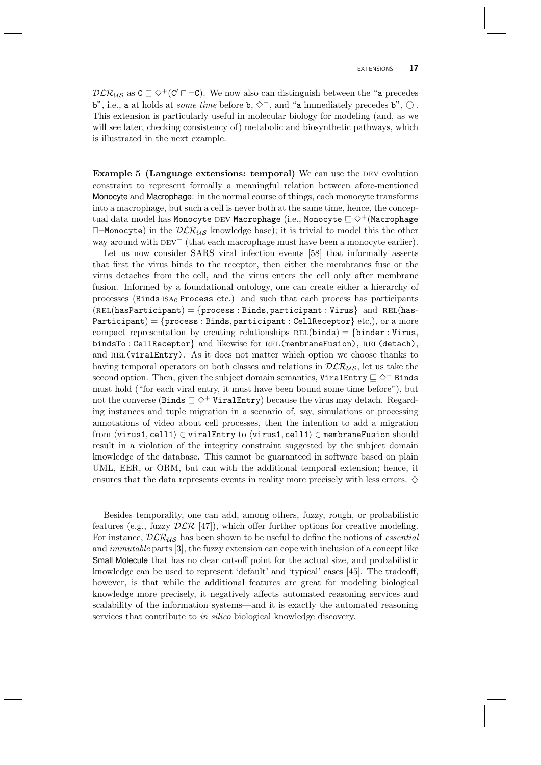$\mathcal{DLR}_{\mathcal{US}}$ as $\mathtt{C} \sqsubseteq \diamond^+(\mathtt{C'} \sqcap \neg\mathtt{C})$. We now also can distinguish between the "a precedes b", i.e., a at holds at *some time* before b, $\diamond^-$, and "a immediately precedes b", $\ominus$. This extension is particularly useful in molecular biology for modeling (and, as we will see later, checking consistency of) metabolic and biosynthetic pathways, which is illustrated in the next example.

**Example 5 (Language extensions: temporal)** We can use the DEV evolution constraint to represent formally a meaningful relation between afore-mentioned Monocyte and Macrophage: in the normal course of things, each monocyte transforms into a macrophage, but such a cell is never both at the same time, hence, the conceptual data model has Monocyte DEV Macrophage (i.e., $\mathtt{Monocyte} \sqsubseteq \diamond^+(\mathtt{Macrophage} \sqcap \neg\mathtt{Monocyte})$ in the $\mathcal{DLR}_{\mathcal{US}}$ knowledge base); it is trivial to model this the other way around with DEV$^-$ (that each macrophage must have been a monocyte earlier).

Let us now consider SARS viral infection events [58] that informally asserts that first the virus binds to the receptor, then either the membranes fuse or the virus detaches from the cell, and the virus enters the cell only after membrane fusion. Informed by a foundational ontology, one can create either a hierarchy of processes (Binds $\textsc{isa}_\textsc{c}$ Process etc.) and such that each process has participants (REL(hasParticipant) = {process : Binds, participant : Virus} and REL(hasParticipant) = {process : Binds, participant : CellReceptor} etc,), or a more compact representation by creating relationships REL(binds) = {binder : Virus, bindsTo : CellReceptor} and likewise for REL(membraneFusion), REL(detach), and REL(viralEntry). As it does not matter which option we choose thanks to having temporal operators on both classes and relations in $\mathcal{DLR}_{\mathcal{US}}$, let us take the second option. Then, given the subject domain semantics, $\mathtt{ViralEntry} \sqsubseteq \diamond^-\ \mathtt{Binds}$ must hold ("for each viral entry, it must have been bound some time before"), but not the converse ($\mathtt{Binds} \sqsubseteq \diamond^+\ \mathtt{ViralEntry}$) because the virus may detach. Regarding instances and tuple migration in a scenario of, say, simulations or processing annotations of video about cell processes, then the intention to add a migration from $\langle \mathtt{virus1}, \mathtt{cell1} \rangle \in \mathtt{viralEntry}$ to $\langle \mathtt{virus1}, \mathtt{cell1} \rangle \in \mathtt{membraneFusion}$ should result in a violation of the integrity constraint suggested by the subject domain knowledge of the database. This cannot be guaranteed in software based on plain UML, EER, or ORM, but can with the additional temporal extension; hence, it ensures that the data represents events in reality more precisely with less errors. $\diamondsuit$

Besides temporality, one can add, among others, fuzzy, rough, or probabilistic features (e.g., fuzzy $\mathcal{DLR}$ [47]), which offer further options for creative modeling. For instance, $\mathcal{DLR}_{\mathcal{US}}$ has been shown to be useful to define the notions of *essential* and *immutable* parts [3], the fuzzy extension can cope with inclusion of a concept like Small Molecule that has no clear cut-off point for the actual size, and probabilistic knowledge can be used to represent 'default' and 'typical' cases [45]. The tradeoff, however, is that while the additional features are great for modeling biological knowledge more precisely, it negatively affects automated reasoning services and scalability of the information systems—and it is exactly the automated reasoning services that contribute to *in silico* biological knowledge discovery.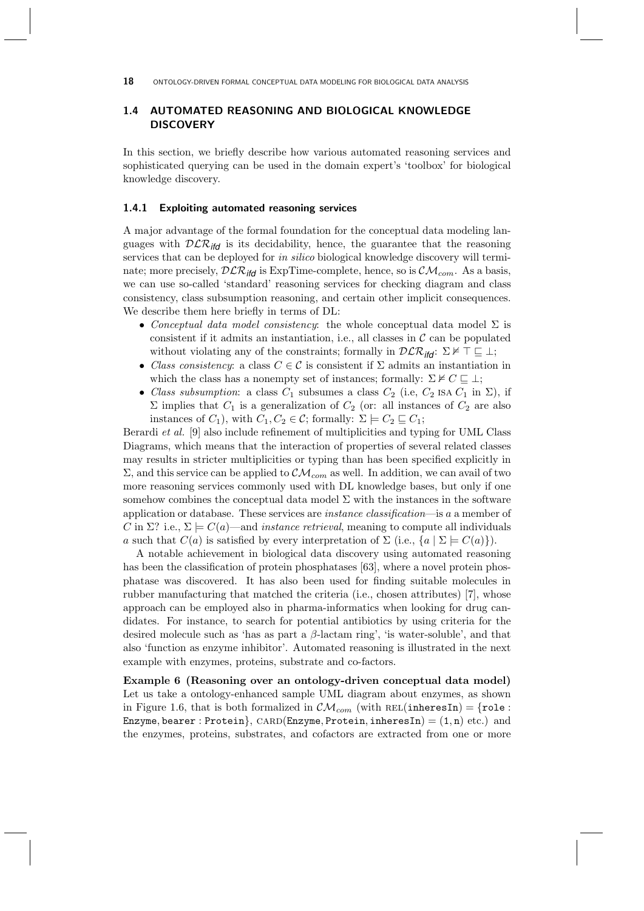## 1.4 AUTOMATED REASONING AND BIOLOGICAL KNOWLEDGE DISCOVERY

In this section, we briefly describe how various automated reasoning services and sophisticated querying can be used in the domain expert's 'toolbox' for biological knowledge discovery.

### 1.4.1 Exploiting automated reasoning services

A major advantage of the formal foundation for the conceptual data modeling languages with $\mathcal{DLR}_{ifd}$ is its decidability, hence, the guarantee that the reasoning services that can be deployed for *in silico* biological knowledge discovery will terminate; more precisely, $\mathcal{DLR}_{ifd}$ is ExpTime-complete, hence, so is $\mathcal{CM}_{com}$. As a basis, we can use so-called 'standard' reasoning services for checking diagram and class consistency, class subsumption reasoning, and certain other implicit consequences. We describe them here briefly in terms of DL:

- *Conceptual data model consistency*: the whole conceptual data model $\Sigma$ is consistent if it admits an instantiation, i.e., all classes in $\mathcal{C}$ can be populated without violating any of the constraints; formally in $\mathcal{DLR}_{ifd}$: $\Sigma \nvDash \top \sqsubseteq \bot$;
- *Class consistency*: a class $C \in \mathcal{C}$ is consistent if $\Sigma$ admits an instantiation in which the class has a nonempty set of instances; formally: $\Sigma \nvDash C \sqsubseteq \bot$;
- *Class subsumption*: a class $C_1$ subsumes a class $C_2$ (i.e, $C_2$ ISA $C_1$ in $\Sigma$), if $\Sigma$ implies that $C_1$ is a generalization of $C_2$ (or: all instances of $C_2$ are also instances of $C_1$), with $C_1, C_2 \in \mathcal{C}$; formally: $\Sigma \models C_2 \sqsubseteq C_1$;

Berardi *et al.* [9] also include refinement of multiplicities and typing for UML Class Diagrams, which means that the interaction of properties of several related classes may results in stricter multiplicities or typing than has been specified explicitly in $\Sigma$, and this service can be applied to $\mathcal{CM}_{com}$ as well. In addition, we can avail of two more reasoning services commonly used with DL knowledge bases, but only if one somehow combines the conceptual data model $\Sigma$ with the instances in the software application or database. These services are *instance classification*—is $a$ a member of $C$ in $\Sigma$? i.e., $\Sigma \models C(a)$—and *instance retrieval*, meaning to compute all individuals $a$ such that $C(a)$ is satisfied by every interpretation of $\Sigma$ (i.e., $\{a \mid \Sigma \models C(a)\}$).

A notable achievement in biological data discovery using automated reasoning has been the classification of protein phosphatases [63], where a novel protein phosphatase was discovered. It has also been used for finding suitable molecules in rubber manufacturing that matched the criteria (i.e., chosen attributes) [7], whose approach can be employed also in pharma-informatics when looking for drug candidates. For instance, to search for potential antibiotics by using criteria for the desired molecule such as 'has as part a $\beta$-lactam ring', 'is water-soluble', and that also 'function as enzyme inhibitor'. Automated reasoning is illustrated in the next example with enzymes, proteins, substrate and co-factors.

**Example 6 (Reasoning over an ontology-driven conceptual data model)** Let us take a ontology-enhanced sample UML diagram about enzymes, as shown in Figure 1.6, that is both formalized in $\mathcal{CM}_{com}$ (with REL(`inheresIn`) = {`role` : `Enzyme`, `bearer` : `Protein`}, CARD(`Enzyme`, `Protein`, `inheresIn`) = (`1`, `n`) etc.) and the enzymes, proteins, substrates, and cofactors are extracted from one or more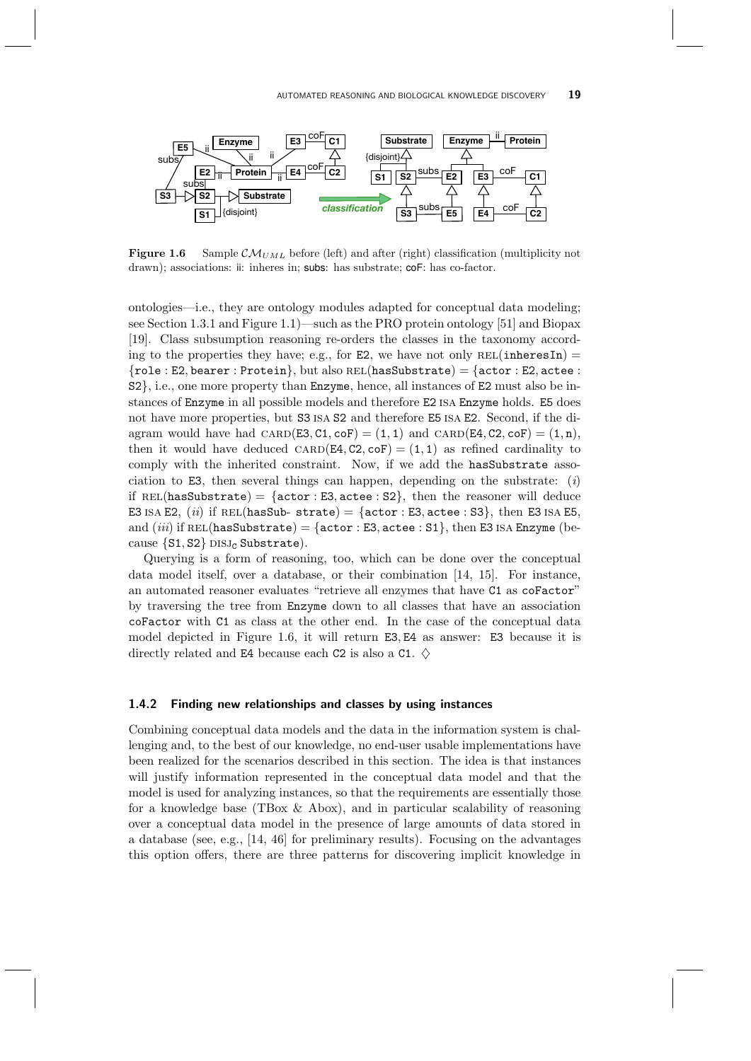**Figure 1.6** Sample $\mathcal{CM}_{UML}$ before (left) and after (right) classification (multiplicity not drawn); associations: ii: inheres in; subs: has substrate; coF: has co-factor.

ontologies—i.e., they are ontology modules adapted for conceptual data modeling; see Section 1.3.1 and Figure 1.1)—such as the PRO protein ontology [51] and Biopax [19]. Class subsumption reasoning re-orders the classes in the taxonomy according to the properties they have; e.g., for E2, we have not only $\text{REL}(\texttt{inheresIn}) = \{\texttt{role}:\texttt{E2}, \texttt{bearer}:\texttt{Protein}\}$, but also $\text{REL}(\texttt{hasSubstrate}) = \{\texttt{actor}:\texttt{E2}, \texttt{actee}:\texttt{S2}\}$, i.e., one more property than Enzyme, hence, all instances of E2 must also be instances of Enzyme in all possible models and therefore E2 ISA Enzyme holds. E5 does not have more properties, but S3 ISA S2 and therefore E5 ISA E2. Second, if the diagram would have had $\text{CARD}(\texttt{E3}, \texttt{C1}, \texttt{coF}) = (1, 1)$ and $\text{CARD}(\texttt{E4}, \texttt{C2}, \texttt{coF}) = (1, \texttt{n})$, then it would have deduced $\text{CARD}(\texttt{E4}, \texttt{C2}, \texttt{coF}) = (1, 1)$ as refined cardinality to comply with the inherited constraint. Now, if we add the hasSubstrate association to E3, then several things can happen, depending on the substrate: (*i*) if $\text{REL}(\texttt{hasSubstrate}) = \{\texttt{actor}:\texttt{E3}, \texttt{actee}:\texttt{S2}\}$, then the reasoner will deduce E3 ISA E2, (*ii*) if $\text{REL}(\texttt{hasSub- strate}) = \{\texttt{actor}:\texttt{E3}, \texttt{actee}:\texttt{S3}\}$, then E3 ISA E5, and (*iii*) if $\text{REL}(\texttt{hasSubstrate}) = \{\texttt{actor}:\texttt{E3}, \texttt{actee}:\texttt{S1}\}$, then E3 ISA Enzyme (because $\{\texttt{S1}, \texttt{S2}\}$ $\text{DISJ}_{\texttt{C}}$ Substrate).

Querying is a form of reasoning, too, which can be done over the conceptual data model itself, over a database, or their combination [14, 15]. For instance, an automated reasoner evaluates "retrieve all enzymes that have C1 as coFactor" by traversing the tree from Enzyme down to all classes that have an association coFactor with C1 as class at the other end. In the case of the conceptual data model depicted in Figure 1.6, it will return E3, E4 as answer: E3 because it is directly related and E4 because each C2 is also a C1. ♢

### 1.4.2 Finding new relationships and classes by using instances

Combining conceptual data models and the data in the information system is challenging and, to the best of our knowledge, no end-user usable implementations have been realized for the scenarios described in this section. The idea is that instances will justify information represented in the conceptual data model and that the model is used for analyzing instances, so that the requirements are essentially those for a knowledge base (TBox & Abox), and in particular scalability of reasoning over a conceptual data model in the presence of large amounts of data stored in a database (see, e.g., [14, 46] for preliminary results). Focusing on the advantages this option offers, there are three patterns for discovering implicit knowledge in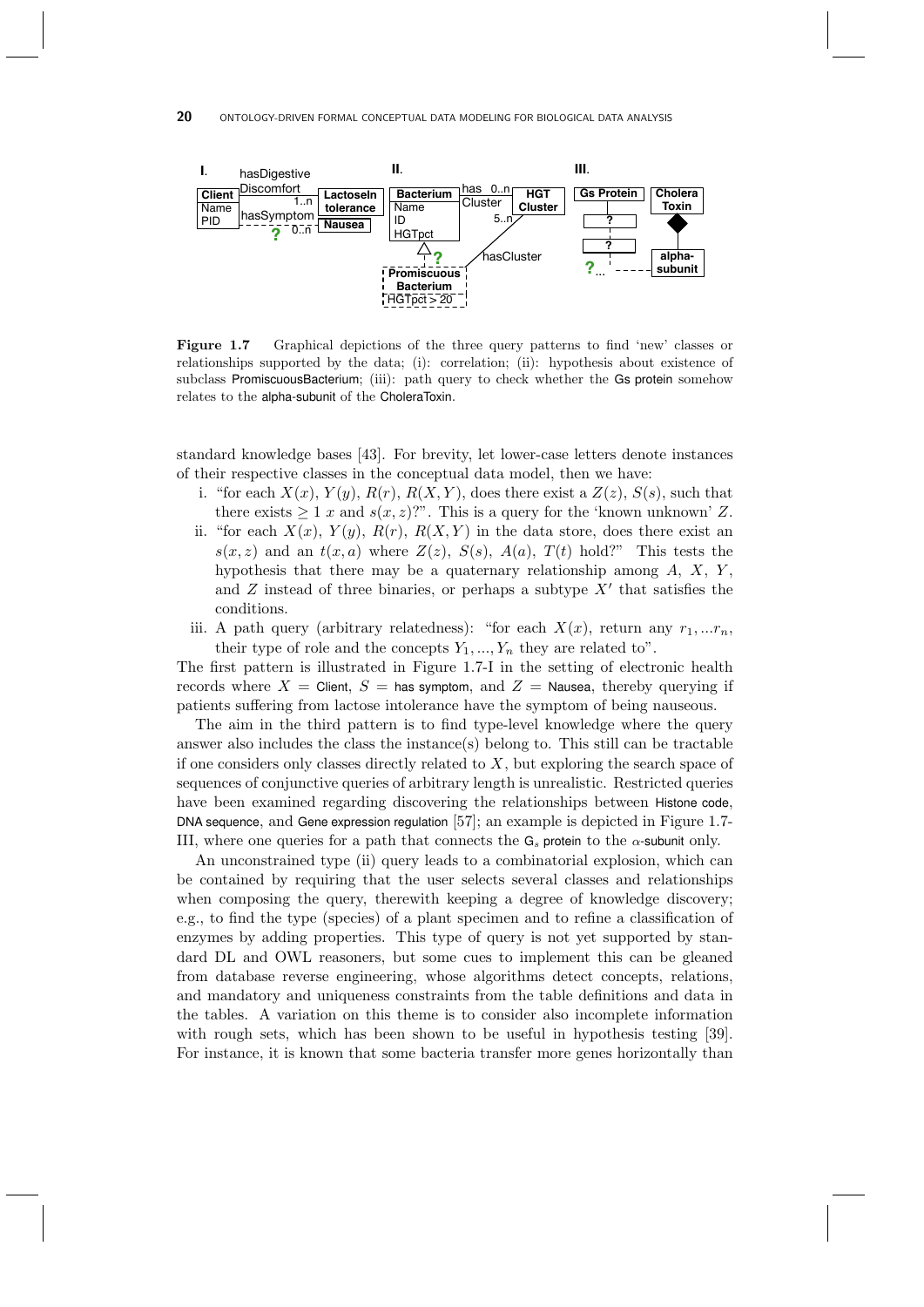**Figure 1.7** Graphical depictions of the three query patterns to find 'new' classes or relationships supported by the data; (i): correlation; (ii): hypothesis about existence of subclass PromiscuousBacterium; (iii): path query to check whether the Gs protein somehow relates to the alpha-subunit of the CholeraToxin.

standard knowledge bases [43]. For brevity, let lower-case letters denote instances of their respective classes in the conceptual data model, then we have:

i. "for each $X(x)$, $Y(y)$, $R(r)$, $R(X,Y)$, does there exist a $Z(z)$, $S(s)$, such that there exists $\geq 1$ $x$ and $s(x,z)$?". This is a query for the 'known unknown' $Z$.

ii. "for each $X(x)$, $Y(y)$, $R(r)$, $R(X,Y)$ in the data store, does there exist an $s(x,z)$ and an $t(x,a)$ where $Z(z)$, $S(s)$, $A(a)$, $T(t)$ hold?" This tests the hypothesis that there may be a quaternary relationship among $A$, $X$, $Y$, and $Z$ instead of three binaries, or perhaps a subtype $X'$ that satisfies the conditions.

iii. A path query (arbitrary relatedness): "for each $X(x)$, return any $r_1, ... r_n$, their type of role and the concepts $Y_1, ..., Y_n$ they are related to".

The first pattern is illustrated in Figure 1.7-I in the setting of electronic health records where $X$ = Client, $S$ = has symptom, and $Z$ = Nausea, thereby querying if patients suffering from lactose intolerance have the symptom of being nauseous.

The aim in the third pattern is to find type-level knowledge where the query answer also includes the class the instance(s) belong to. This still can be tractable if one considers only classes directly related to $X$, but exploring the search space of sequences of conjunctive queries of arbitrary length is unrealistic. Restricted queries have been examined regarding discovering the relationships between Histone code, DNA sequence, and Gene expression regulation [57]; an example is depicted in Figure 1.7-III, where one queries for a path that connects the $G_s$ protein to the $\alpha$-subunit only.

An unconstrained type (ii) query leads to a combinatorial explosion, which can be contained by requiring that the user selects several classes and relationships when composing the query, therewith keeping a degree of knowledge discovery; e.g., to find the type (species) of a plant specimen and to refine a classification of enzymes by adding properties. This type of query is not yet supported by standard DL and OWL reasoners, but some cues to implement this can be gleaned from database reverse engineering, whose algorithms detect concepts, relations, and mandatory and uniqueness constraints from the table definitions and data in the tables. A variation on this theme is to consider also incomplete information with rough sets, which has been shown to be useful in hypothesis testing [39]. For instance, it is known that some bacteria transfer more genes horizontally than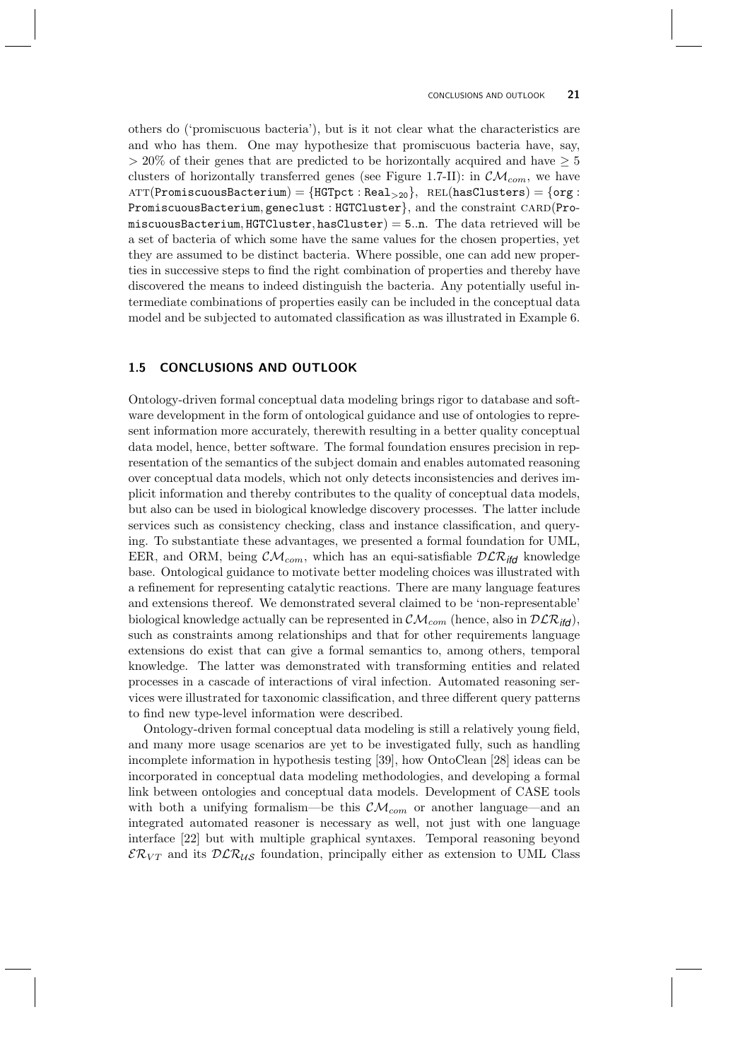others do ('promiscuous bacteria'), but is it not clear what the characteristics are and who has them. One may hypothesize that promiscuous bacteria have, say, $> 20\%$ of their genes that are predicted to be horizontally acquired and have $\geq 5$ clusters of horizontally transferred genes (see Figure 1.7-II): in $\mathcal{CM}_{com}$, we have $\textsc{att}(\texttt{PromiscuousBacterium}) = \{\texttt{HGTpct} : \texttt{Real}_{>20}\}$, $\textsc{rel}(\texttt{hasClusters}) = \{\texttt{org} : \texttt{PromiscuousBacterium}, \texttt{geneclust} : \texttt{HGTCluster}\}$, and the constraint $\textsc{card}(\texttt{PromiscuousBacterium}, \texttt{HGTCluster}, \texttt{hasCluster}) = \texttt{5..n}$. The data retrieved will be a set of bacteria of which some have the same values for the chosen properties, yet they are assumed to be distinct bacteria. Where possible, one can add new properties in successive steps to find the right combination of properties and thereby have discovered the means to indeed distinguish the bacteria. Any potentially useful intermediate combinations of properties easily can be included in the conceptual data model and be subjected to automated classification as was illustrated in Example 6.

## 1.5 CONCLUSIONS AND OUTLOOK

Ontology-driven formal conceptual data modeling brings rigor to database and software development in the form of ontological guidance and use of ontologies to represent information more accurately, therewith resulting in a better quality conceptual data model, hence, better software. The formal foundation ensures precision in representation of the semantics of the subject domain and enables automated reasoning over conceptual data models, which not only detects inconsistencies and derives implicit information and thereby contributes to the quality of conceptual data models, but also can be used in biological knowledge discovery processes. The latter include services such as consistency checking, class and instance classification, and querying. To substantiate these advantages, we presented a formal foundation for UML, EER, and ORM, being $\mathcal{CM}_{com}$, which has an equi-satisfiable $\mathcal{DLR}_{ifd}$ knowledge base. Ontological guidance to motivate better modeling choices was illustrated with a refinement for representing catalytic reactions. There are many language features and extensions thereof. We demonstrated several claimed to be 'non-representable' biological knowledge actually can be represented in $\mathcal{CM}_{com}$ (hence, also in $\mathcal{DLR}_{ifd}$), such as constraints among relationships and that for other requirements language extensions do exist that can give a formal semantics to, among others, temporal knowledge. The latter was demonstrated with transforming entities and related processes in a cascade of interactions of viral infection. Automated reasoning services were illustrated for taxonomic classification, and three different query patterns to find new type-level information were described.

Ontology-driven formal conceptual data modeling is still a relatively young field, and many more usage scenarios are yet to be investigated fully, such as handling incomplete information in hypothesis testing [39], how OntoClean [28] ideas can be incorporated in conceptual data modeling methodologies, and developing a formal link between ontologies and conceptual data models. Development of CASE tools with both a unifying formalism—be this $\mathcal{CM}_{com}$ or another language—and an integrated automated reasoner is necessary as well, not just with one language interface [22] but with multiple graphical syntaxes. Temporal reasoning beyond $\mathcal{ER}_{VT}$ and its $\mathcal{DLR}_{\mathcal{US}}$ foundation, principally either as extension to UML Class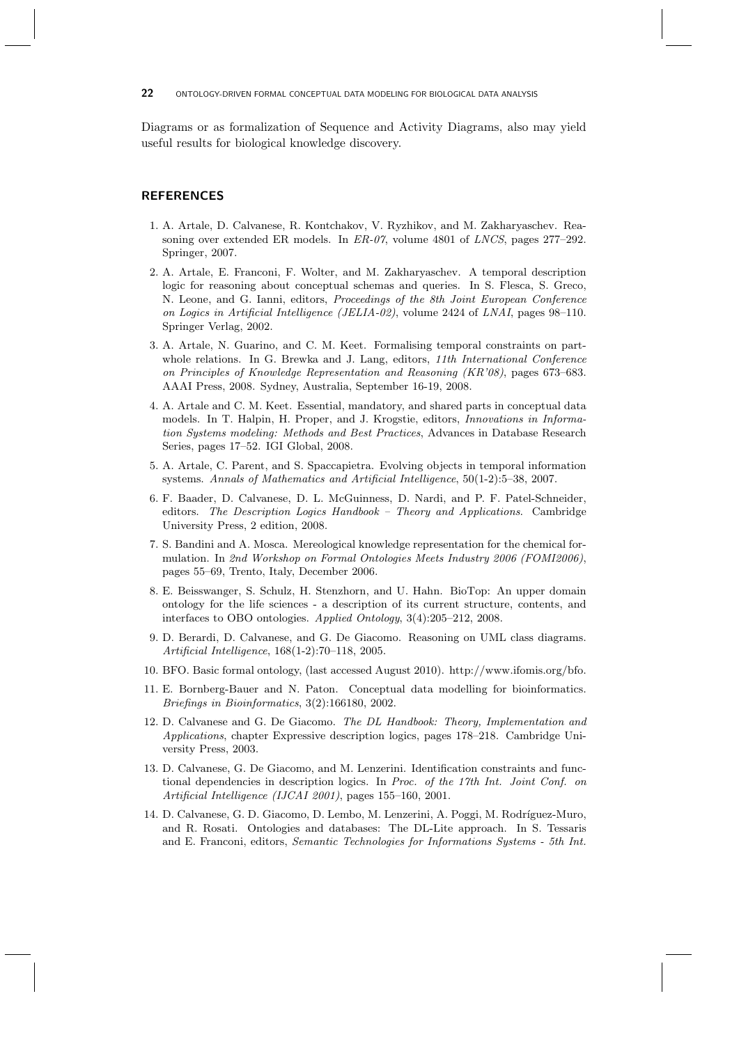Diagrams or as formalization of Sequence and Activity Diagrams, also may yield useful results for biological knowledge discovery.

## REFERENCES

1. A. Artale, D. Calvanese, R. Kontchakov, V. Ryzhikov, and M. Zakharyaschev. Reasoning over extended ER models. In *ER-07*, volume 4801 of *LNCS*, pages 277–292. Springer, 2007.
2. A. Artale, E. Franconi, F. Wolter, and M. Zakharyaschev. A temporal description logic for reasoning about conceptual schemas and queries. In S. Flesca, S. Greco, N. Leone, and G. Ianni, editors, *Proceedings of the 8th Joint European Conference on Logics in Artificial Intelligence (JELIA-02)*, volume 2424 of *LNAI*, pages 98–110. Springer Verlag, 2002.
3. A. Artale, N. Guarino, and C. M. Keet. Formalising temporal constraints on part-whole relations. In G. Brewka and J. Lang, editors, *11th International Conference on Principles of Knowledge Representation and Reasoning (KR'08)*, pages 673–683. AAAI Press, 2008. Sydney, Australia, September 16-19, 2008.
4. A. Artale and C. M. Keet. Essential, mandatory, and shared parts in conceptual data models. In T. Halpin, H. Proper, and J. Krogstie, editors, *Innovations in Information Systems modeling: Methods and Best Practices*, Advances in Database Research Series, pages 17–52. IGI Global, 2008.
5. A. Artale, C. Parent, and S. Spaccapietra. Evolving objects in temporal information systems. *Annals of Mathematics and Artificial Intelligence*, 50(1-2):5–38, 2007.
6. F. Baader, D. Calvanese, D. L. McGuinness, D. Nardi, and P. F. Patel-Schneider, editors. *The Description Logics Handbook – Theory and Applications*. Cambridge University Press, 2 edition, 2008.
7. S. Bandini and A. Mosca. Mereological knowledge representation for the chemical formulation. In *2nd Workshop on Formal Ontologies Meets Industry 2006 (FOMI2006)*, pages 55–69, Trento, Italy, December 2006.
8. E. Beisswanger, S. Schulz, H. Stenzhorn, and U. Hahn. BioTop: An upper domain ontology for the life sciences - a description of its current structure, contents, and interfaces to OBO ontologies. *Applied Ontology*, 3(4):205–212, 2008.
9. D. Berardi, D. Calvanese, and G. De Giacomo. Reasoning on UML class diagrams. *Artificial Intelligence*, 168(1-2):70–118, 2005.
10. BFO. Basic formal ontology, (last accessed August 2010). http://www.ifomis.org/bfo.
11. E. Bornberg-Bauer and N. Paton. Conceptual data modelling for bioinformatics. *Briefings in Bioinformatics*, 3(2):166180, 2002.
12. D. Calvanese and G. De Giacomo. *The DL Handbook: Theory, Implementation and Applications*, chapter Expressive description logics, pages 178–218. Cambridge University Press, 2003.
13. D. Calvanese, G. De Giacomo, and M. Lenzerini. Identification constraints and functional dependencies in description logics. In *Proc. of the 17th Int. Joint Conf. on Artificial Intelligence (IJCAI 2001)*, pages 155–160, 2001.
14. D. Calvanese, G. D. Giacomo, D. Lembo, M. Lenzerini, A. Poggi, M. Rodríguez-Muro, and R. Rosati. Ontologies and databases: The DL-Lite approach. In S. Tessaris and E. Franconi, editors, *Semantic Technologies for Informations Systems - 5th Int.*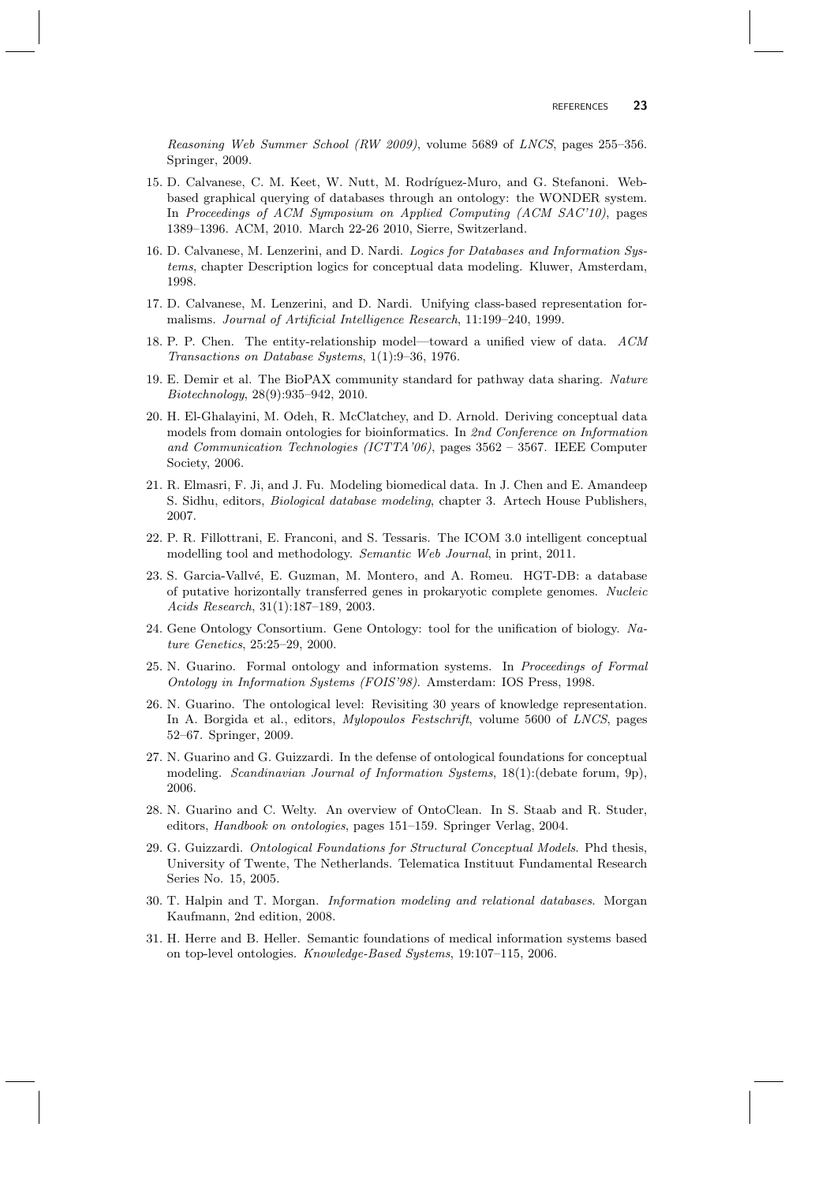*Reasoning Web Summer School (RW 2009)*, volume 5689 of *LNCS*, pages 255–356. Springer, 2009.

15. D. Calvanese, C. M. Keet, W. Nutt, M. Rodríguez-Muro, and G. Stefanoni. Web-based graphical querying of databases through an ontology: the WONDER system. In *Proceedings of ACM Symposium on Applied Computing (ACM SAC'10)*, pages 1389–1396. ACM, 2010. March 22-26 2010, Sierre, Switzerland.
16. D. Calvanese, M. Lenzerini, and D. Nardi. *Logics for Databases and Information Systems*, chapter Description logics for conceptual data modeling. Kluwer, Amsterdam, 1998.
17. D. Calvanese, M. Lenzerini, and D. Nardi. Unifying class-based representation formalisms. *Journal of Artificial Intelligence Research*, 11:199–240, 1999.
18. P. P. Chen. The entity-relationship model—toward a unified view of data. *ACM Transactions on Database Systems*, 1(1):9–36, 1976.
19. E. Demir et al. The BioPAX community standard for pathway data sharing. *Nature Biotechnology*, 28(9):935–942, 2010.
20. H. El-Ghalayini, M. Odeh, R. McClatchey, and D. Arnold. Deriving conceptual data models from domain ontologies for bioinformatics. In *2nd Conference on Information and Communication Technologies (ICTTA'06)*, pages 3562 – 3567. IEEE Computer Society, 2006.
21. R. Elmasri, F. Ji, and J. Fu. Modeling biomedical data. In J. Chen and E. Amandeep S. Sidhu, editors, *Biological database modeling*, chapter 3. Artech House Publishers, 2007.
22. P. R. Fillottrani, E. Franconi, and S. Tessaris. The ICOM 3.0 intelligent conceptual modelling tool and methodology. *Semantic Web Journal*, in print, 2011.
23. S. Garcia-Vallvé, E. Guzman, M. Montero, and A. Romeu. HGT-DB: a database of putative horizontally transferred genes in prokaryotic complete genomes. *Nucleic Acids Research*, 31(1):187–189, 2003.
24. Gene Ontology Consortium. Gene Ontology: tool for the unification of biology. *Nature Genetics*, 25:25–29, 2000.
25. N. Guarino. Formal ontology and information systems. In *Proceedings of Formal Ontology in Information Systems (FOIS'98)*. Amsterdam: IOS Press, 1998.
26. N. Guarino. The ontological level: Revisiting 30 years of knowledge representation. In A. Borgida et al., editors, *Mylopoulos Festschrift*, volume 5600 of *LNCS*, pages 52–67. Springer, 2009.
27. N. Guarino and G. Guizzardi. In the defense of ontological foundations for conceptual modeling. *Scandinavian Journal of Information Systems*, 18(1):(debate forum, 9p), 2006.
28. N. Guarino and C. Welty. An overview of OntoClean. In S. Staab and R. Studer, editors, *Handbook on ontologies*, pages 151–159. Springer Verlag, 2004.
29. G. Guizzardi. *Ontological Foundations for Structural Conceptual Models*. Phd thesis, University of Twente, The Netherlands. Telematica Instituut Fundamental Research Series No. 15, 2005.
30. T. Halpin and T. Morgan. *Information modeling and relational databases*. Morgan Kaufmann, 2nd edition, 2008.
31. H. Herre and B. Heller. Semantic foundations of medical information systems based on top-level ontologies. *Knowledge-Based Systems*, 19:107–115, 2006.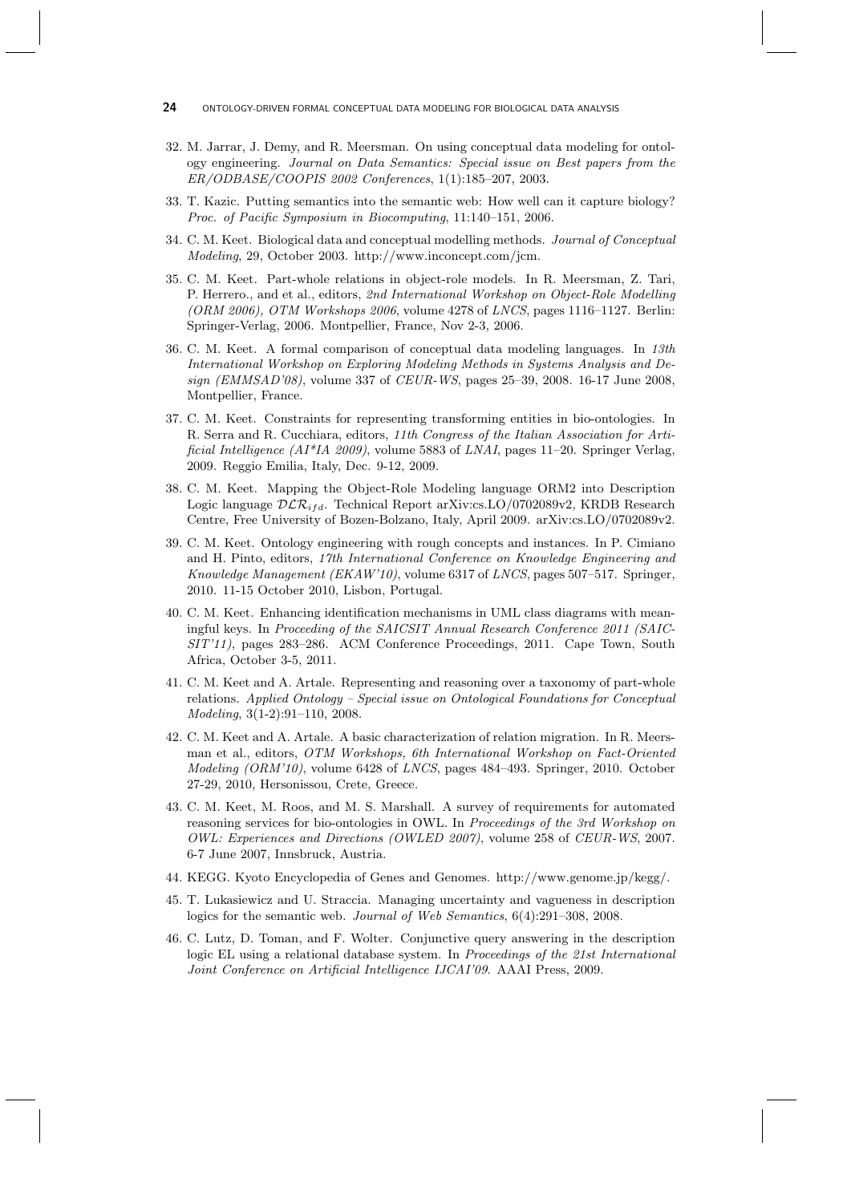32. M. Jarrar, J. Demy, and R. Meersman. On using conceptual data modeling for ontology engineering. *Journal on Data Semantics: Special issue on Best papers from the ER/ODBASE/COOPIS 2002 Conferences*, 1(1):185–207, 2003.

33. T. Kazic. Putting semantics into the semantic web: How well can it capture biology? *Proc. of Pacific Symposium in Biocomputing*, 11:140–151, 2006.

34. C. M. Keet. Biological data and conceptual modelling methods. *Journal of Conceptual Modeling*, 29, October 2003. http://www.inconcept.com/jcm.

35. C. M. Keet. Part-whole relations in object-role models. In R. Meersman, Z. Tari, P. Herrero., and et al., editors, *2nd International Workshop on Object-Role Modelling (ORM 2006), OTM Workshops 2006*, volume 4278 of *LNCS*, pages 1116–1127. Berlin: Springer-Verlag, 2006. Montpellier, France, Nov 2-3, 2006.

36. C. M. Keet. A formal comparison of conceptual data modeling languages. In *13th International Workshop on Exploring Modeling Methods in Systems Analysis and Design (EMMSAD'08)*, volume 337 of *CEUR-WS*, pages 25–39, 2008. 16-17 June 2008, Montpellier, France.

37. C. M. Keet. Constraints for representing transforming entities in bio-ontologies. In R. Serra and R. Cucchiara, editors, *11th Congress of the Italian Association for Artificial Intelligence (AI\*IA 2009)*, volume 5883 of *LNAI*, pages 11–20. Springer Verlag, 2009. Reggio Emilia, Italy, Dec. 9-12, 2009.

38. C. M. Keet. Mapping the Object-Role Modeling language ORM2 into Description Logic language $\mathcal{DLR}_{ifd}$. Technical Report arXiv:cs.LO/0702089v2, KRDB Research Centre, Free University of Bozen-Bolzano, Italy, April 2009. arXiv:cs.LO/0702089v2.

39. C. M. Keet. Ontology engineering with rough concepts and instances. In P. Cimiano and H. Pinto, editors, *17th International Conference on Knowledge Engineering and Knowledge Management (EKAW'10)*, volume 6317 of *LNCS*, pages 507–517. Springer, 2010. 11-15 October 2010, Lisbon, Portugal.

40. C. M. Keet. Enhancing identification mechanisms in UML class diagrams with meaningful keys. In *Proceeding of the SAICSIT Annual Research Conference 2011 (SAICSIT'11)*, pages 283–286. ACM Conference Proceedings, 2011. Cape Town, South Africa, October 3-5, 2011.

41. C. M. Keet and A. Artale. Representing and reasoning over a taxonomy of part-whole relations. *Applied Ontology – Special issue on Ontological Foundations for Conceptual Modeling*, 3(1-2):91–110, 2008.

42. C. M. Keet and A. Artale. A basic characterization of relation migration. In R. Meersman et al., editors, *OTM Workshops, 6th International Workshop on Fact-Oriented Modeling (ORM'10)*, volume 6428 of *LNCS*, pages 484–493. Springer, 2010. October 27-29, 2010, Hersonissou, Crete, Greece.

43. C. M. Keet, M. Roos, and M. S. Marshall. A survey of requirements for automated reasoning services for bio-ontologies in OWL. In *Proceedings of the 3rd Workshop on OWL: Experiences and Directions (OWLED 2007)*, volume 258 of *CEUR-WS*, 2007. 6-7 June 2007, Innsbruck, Austria.

44. KEGG. Kyoto Encyclopedia of Genes and Genomes. http://www.genome.jp/kegg/.

45. T. Lukasiewicz and U. Straccia. Managing uncertainty and vagueness in description logics for the semantic web. *Journal of Web Semantics*, 6(4):291–308, 2008.

46. C. Lutz, D. Toman, and F. Wolter. Conjunctive query answering in the description logic EL using a relational database system. In *Proceedings of the 21st International Joint Conference on Artificial Intelligence IJCAI'09*. AAAI Press, 2009.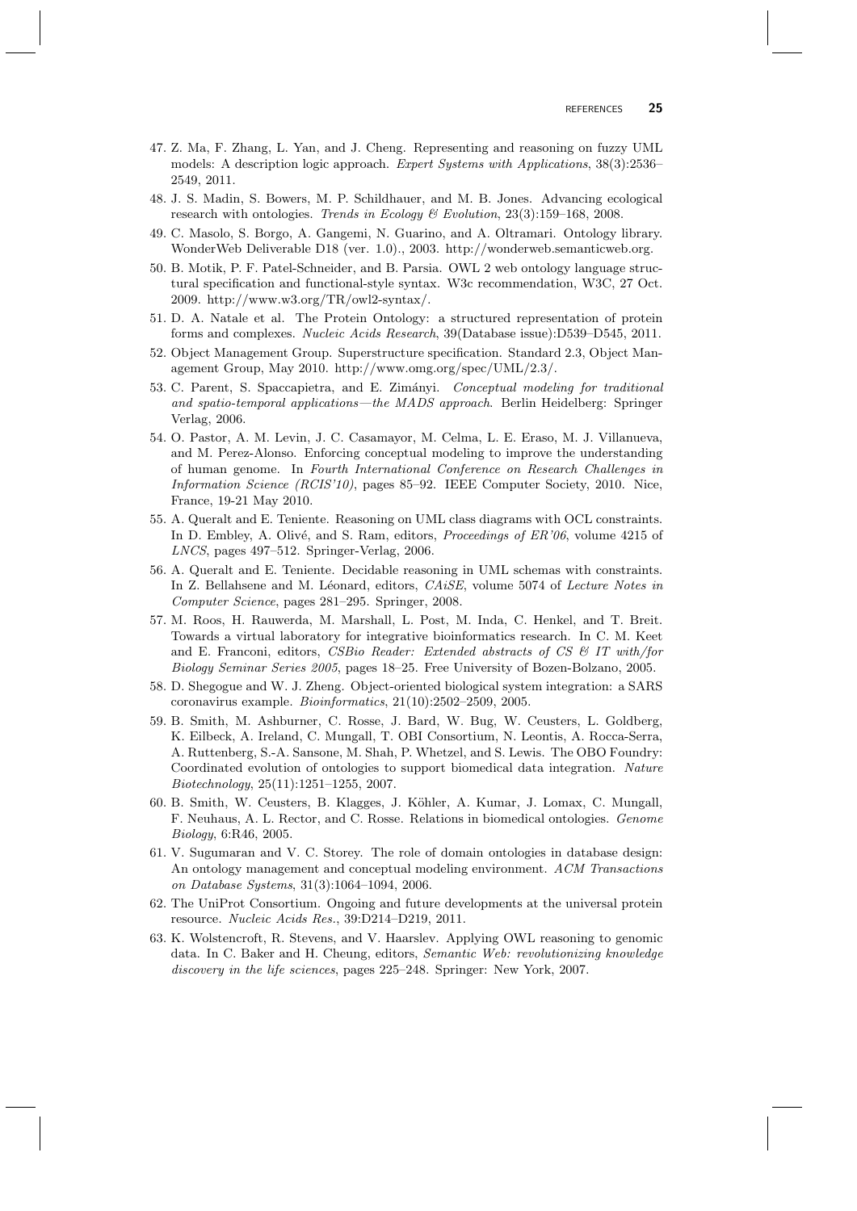47. Z. Ma, F. Zhang, L. Yan, and J. Cheng. Representing and reasoning on fuzzy UML models: A description logic approach. *Expert Systems with Applications*, 38(3):2536–2549, 2011.
48. J. S. Madin, S. Bowers, M. P. Schildhauer, and M. B. Jones. Advancing ecological research with ontologies. *Trends in Ecology & Evolution*, 23(3):159–168, 2008.
49. C. Masolo, S. Borgo, A. Gangemi, N. Guarino, and A. Oltramari. Ontology library. WonderWeb Deliverable D18 (ver. 1.0)., 2003. http://wonderweb.semanticweb.org.
50. B. Motik, P. F. Patel-Schneider, and B. Parsia. OWL 2 web ontology language structural specification and functional-style syntax. W3c recommendation, W3C, 27 Oct. 2009. http://www.w3.org/TR/owl2-syntax/.
51. D. A. Natale et al. The Protein Ontology: a structured representation of protein forms and complexes. *Nucleic Acids Research*, 39(Database issue):D539–D545, 2011.
52. Object Management Group. Superstructure specification. Standard 2.3, Object Management Group, May 2010. http://www.omg.org/spec/UML/2.3/.
53. C. Parent, S. Spaccapietra, and E. Zimányi. *Conceptual modeling for traditional and spatio-temporal applications—the MADS approach*. Berlin Heidelberg: Springer Verlag, 2006.
54. O. Pastor, A. M. Levin, J. C. Casamayor, M. Celma, L. E. Eraso, M. J. Villanueva, and M. Perez-Alonso. Enforcing conceptual modeling to improve the understanding of human genome. In *Fourth International Conference on Research Challenges in Information Science (RCIS'10)*, pages 85–92. IEEE Computer Society, 2010. Nice, France, 19-21 May 2010.
55. A. Queralt and E. Teniente. Reasoning on UML class diagrams with OCL constraints. In D. Embley, A. Olivé, and S. Ram, editors, *Proceedings of ER'06*, volume 4215 of *LNCS*, pages 497–512. Springer-Verlag, 2006.
56. A. Queralt and E. Teniente. Decidable reasoning in UML schemas with constraints. In Z. Bellahsene and M. Léonard, editors, *CAiSE*, volume 5074 of *Lecture Notes in Computer Science*, pages 281–295. Springer, 2008.
57. M. Roos, H. Rauwerda, M. Marshall, L. Post, M. Inda, C. Henkel, and T. Breit. Towards a virtual laboratory for integrative bioinformatics research. In C. M. Keet and E. Franconi, editors, *CSBio Reader: Extended abstracts of CS & IT with/for Biology Seminar Series 2005*, pages 18–25. Free University of Bozen-Bolzano, 2005.
58. D. Shegogue and W. J. Zheng. Object-oriented biological system integration: a SARS coronavirus example. *Bioinformatics*, 21(10):2502–2509, 2005.
59. B. Smith, M. Ashburner, C. Rosse, J. Bard, W. Bug, W. Ceusters, L. Goldberg, K. Eilbeck, A. Ireland, C. Mungall, T. OBI Consortium, N. Leontis, A. Rocca-Serra, A. Ruttenberg, S.-A. Sansone, M. Shah, P. Whetzel, and S. Lewis. The OBO Foundry: Coordinated evolution of ontologies to support biomedical data integration. *Nature Biotechnology*, 25(11):1251–1255, 2007.
60. B. Smith, W. Ceusters, B. Klagges, J. Köhler, A. Kumar, J. Lomax, C. Mungall, F. Neuhaus, A. L. Rector, and C. Rosse. Relations in biomedical ontologies. *Genome Biology*, 6:R46, 2005.
61. V. Sugumaran and V. C. Storey. The role of domain ontologies in database design: An ontology management and conceptual modeling environment. *ACM Transactions on Database Systems*, 31(3):1064–1094, 2006.
62. The UniProt Consortium. Ongoing and future developments at the universal protein resource. *Nucleic Acids Res.*, 39:D214–D219, 2011.
63. K. Wolstencroft, R. Stevens, and V. Haarslev. Applying OWL reasoning to genomic data. In C. Baker and H. Cheung, editors, *Semantic Web: revolutionizing knowledge discovery in the life sciences*, pages 225–248. Springer: New York, 2007.